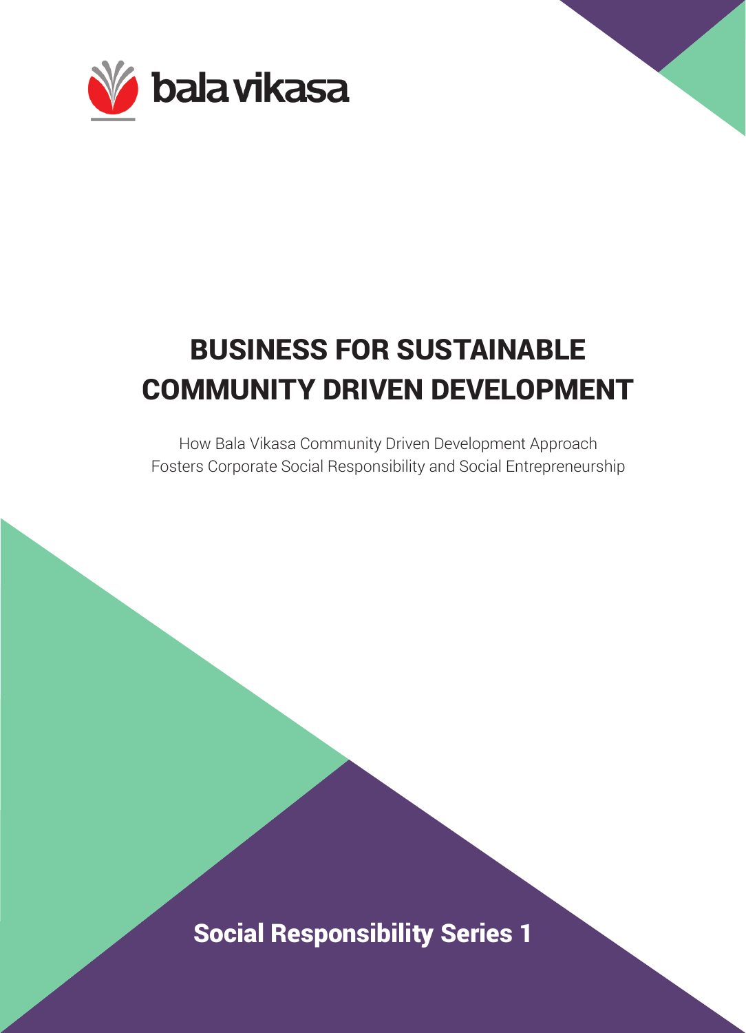bala vikasa

# BUSINESS FOR SUSTAINABLE COMMUNITY DRIVEN DEVELOPMENT

How Bala Vikasa Community Driven Development Approach Fosters Corporate Social Responsibility and Social Entrepreneurship

**Social Responsibility Series 1**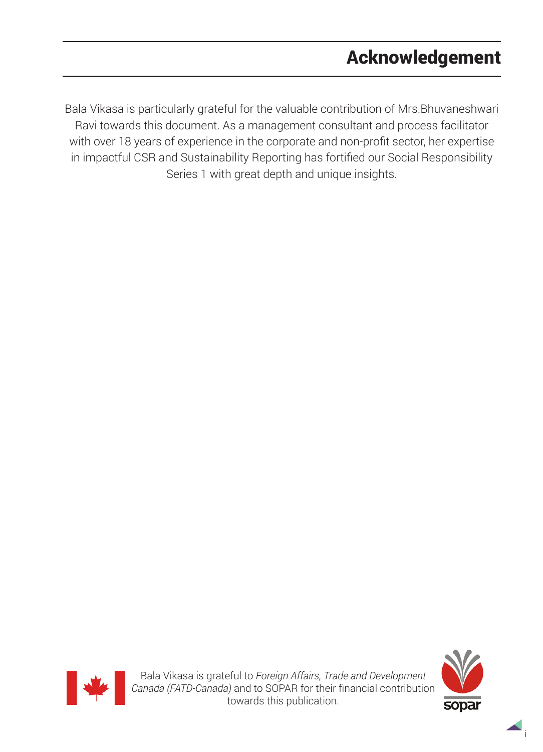# Acknowledgement

Bala Vikasa is particularly grateful for the valuable contribution of Mrs.Bhuvaneshwari Ravi towards this document. As a management consultant and process facilitator with over 18 years of experience in the corporate and non-profit sector, her expertise in impactful CSR and Sustainability Reporting has fortified our Social Responsibility Series 1 with great depth and unique insights.

Bala Vikasa is grateful to *Foreign Affairs, Trade and Development Canada (FATD-Canada)* and to SOPAR for their financial contribution towards this publication.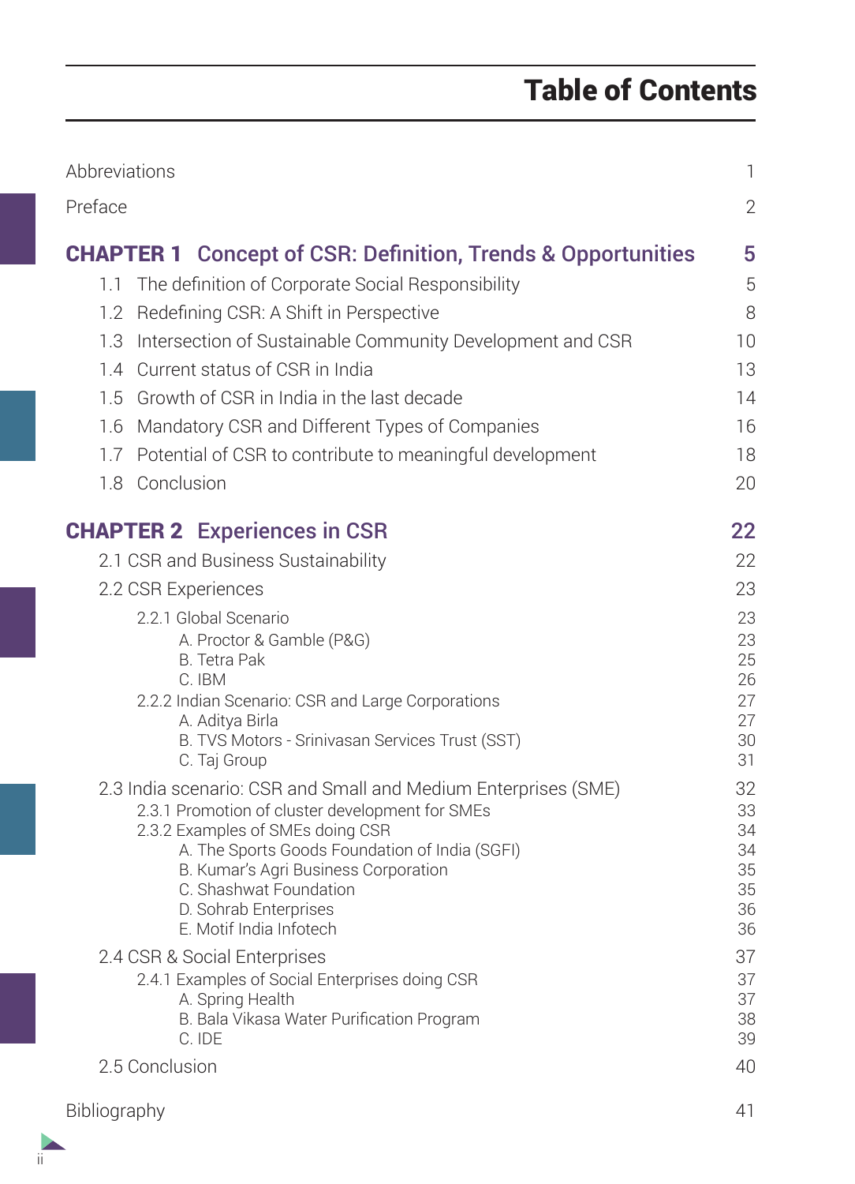# Table of Contents

| | |
|---|---|
| Abbreviations | 1 |
| Preface | 2 |
| **CHAPTER 1 Concept of CSR: Definition, Trends & Opportunities** | **5** |
| 1.1 The definition of Corporate Social Responsibility | 5 |
| 1.2 Redefining CSR: A Shift in Perspective | 8 |
| 1.3 Intersection of Sustainable Community Development and CSR | 10 |
| 1.4 Current status of CSR in India | 13 |
| 1.5 Growth of CSR in India in the last decade | 14 |
| 1.6 Mandatory CSR and Different Types of Companies | 16 |
| 1.7 Potential of CSR to contribute to meaningful development | 18 |
| 1.8 Conclusion | 20 |
| **CHAPTER 2 Experiences in CSR** | **22** |
| 2.1 CSR and Business Sustainability | 22 |
| 2.2 CSR Experiences | 23 |
| 2.2.1 Global Scenario | 23 |
| A. Proctor & Gamble (P&G) | 23 |
| B. Tetra Pak | 25 |
| C. IBM | 26 |
| 2.2.2 Indian Scenario: CSR and Large Corporations | 27 |
| A. Aditya Birla | 27 |
| B. TVS Motors - Srinivasan Services Trust (SST) | 30 |
| C. Taj Group | 31 |
| 2.3 India scenario: CSR and Small and Medium Enterprises (SME) | 32 |
| 2.3.1 Promotion of cluster development for SMEs | 33 |
| 2.3.2 Examples of SMEs doing CSR | 34 |
| A. The Sports Goods Foundation of India (SGFI) | 34 |
| B. Kumar's Agri Business Corporation | 35 |
| C. Shashwat Foundation | 35 |
| D. Sohrab Enterprises | 36 |
| E. Motif India Infotech | 36 |
| 2.4 CSR & Social Enterprises | 37 |
| 2.4.1 Examples of Social Enterprises doing CSR | 37 |
| A. Spring Health | 37 |
| B. Bala Vikasa Water Purification Program | 38 |
| C. IDE | 39 |
| 2.5 Conclusion | 40 |
| Bibliography | 41 |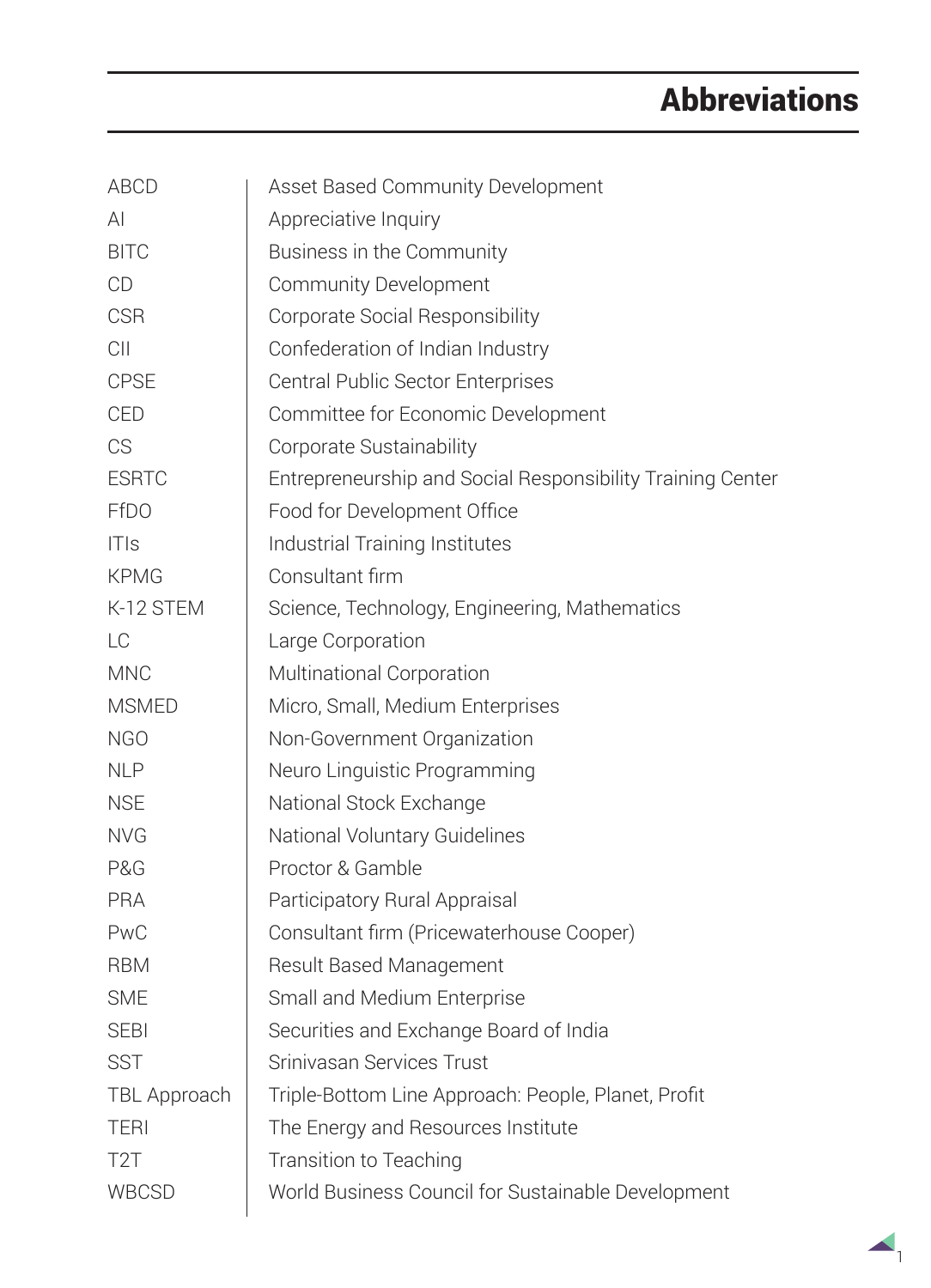# Abbreviations

| | |
|---|---|
| ABCD | Asset Based Community Development |
| AI | Appreciative Inquiry |
| BITC | Business in the Community |
| CD | Community Development |
| CSR | Corporate Social Responsibility |
| CII | Confederation of Indian Industry |
| CPSE | Central Public Sector Enterprises |
| CED | Committee for Economic Development |
| CS | Corporate Sustainability |
| ESRTC | Entrepreneurship and Social Responsibility Training Center |
| FfDO | Food for Development Office |
| ITIs | Industrial Training Institutes |
| KPMG | Consultant firm |
| K-12 STEM | Science, Technology, Engineering, Mathematics |
| LC | Large Corporation |
| MNC | Multinational Corporation |
| MSMED | Micro, Small, Medium Enterprises |
| NGO | Non-Government Organization |
| NLP | Neuro Linguistic Programming |
| NSE | National Stock Exchange |
| NVG | National Voluntary Guidelines |
| P&G | Proctor & Gamble |
| PRA | Participatory Rural Appraisal |
| PwC | Consultant firm (Pricewaterhouse Cooper) |
| RBM | Result Based Management |
| SME | Small and Medium Enterprise |
| SEBI | Securities and Exchange Board of India |
| SST | Srinivasan Services Trust |
| TBL Approach | Triple-Bottom Line Approach: People, Planet, Profit |
| TERI | The Energy and Resources Institute |
| T2T | Transition to Teaching |
| WBCSD | World Business Council for Sustainable Development |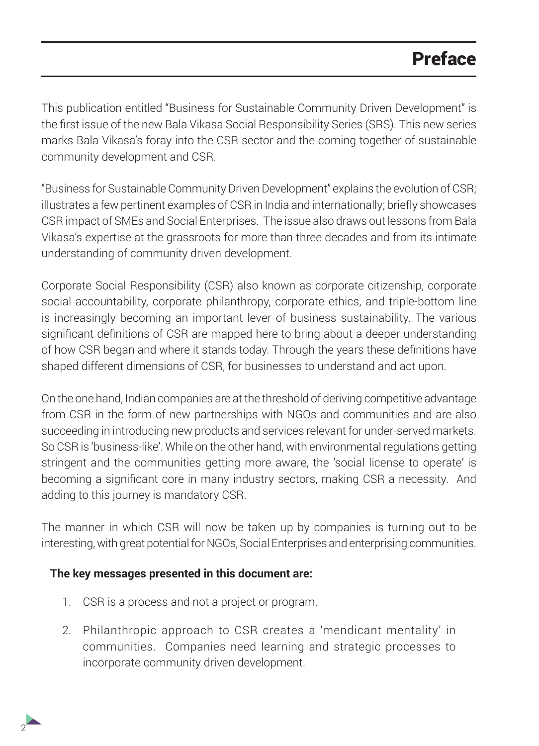# Preface

This publication entitled "Business for Sustainable Community Driven Development" is the first issue of the new Bala Vikasa Social Responsibility Series (SRS). This new series marks Bala Vikasa's foray into the CSR sector and the coming together of sustainable community development and CSR.

"Business for Sustainable Community Driven Development" explains the evolution of CSR; illustrates a few pertinent examples of CSR in India and internationally; briefly showcases CSR impact of SMEs and Social Enterprises. The issue also draws out lessons from Bala Vikasa's expertise at the grassroots for more than three decades and from its intimate understanding of community driven development.

Corporate Social Responsibility (CSR) also known as corporate citizenship, corporate social accountability, corporate philanthropy, corporate ethics, and triple-bottom line is increasingly becoming an important lever of business sustainability. The various significant definitions of CSR are mapped here to bring about a deeper understanding of how CSR began and where it stands today. Through the years these definitions have shaped different dimensions of CSR, for businesses to understand and act upon.

On the one hand, Indian companies are at the threshold of deriving competitive advantage from CSR in the form of new partnerships with NGOs and communities and are also succeeding in introducing new products and services relevant for under-served markets. So CSR is 'business-like'. While on the other hand, with environmental regulations getting stringent and the communities getting more aware, the 'social license to operate' is becoming a significant core in many industry sectors, making CSR a necessity. And adding to this journey is mandatory CSR.

The manner in which CSR will now be taken up by companies is turning out to be interesting, with great potential for NGOs, Social Enterprises and enterprising communities.

**The key messages presented in this document are:**

1. CSR is a process and not a project or program.
2. Philanthropic approach to CSR creates a 'mendicant mentality' in communities. Companies need learning and strategic processes to incorporate community driven development.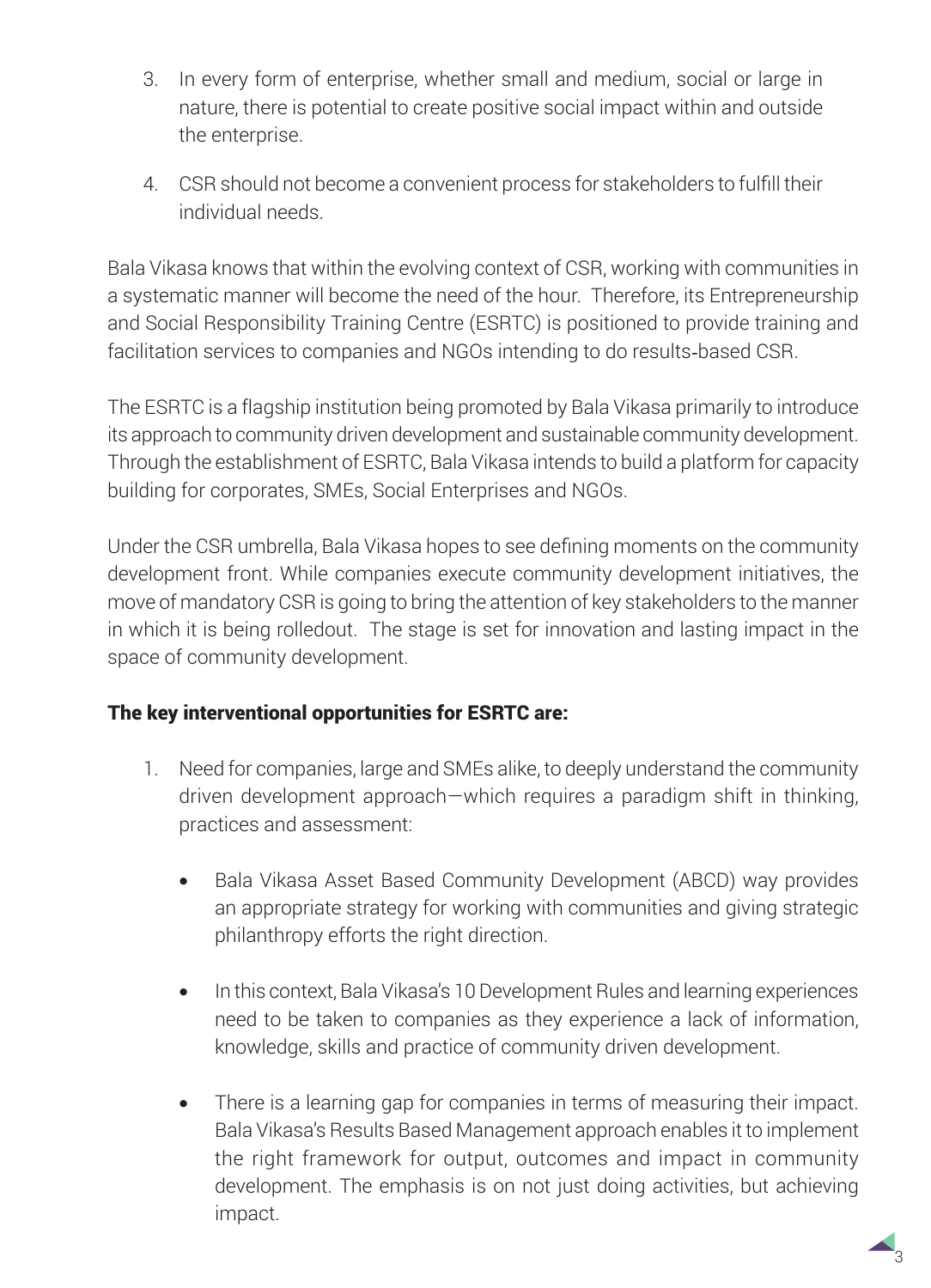3. In every form of enterprise, whether small and medium, social or large in nature, there is potential to create positive social impact within and outside the enterprise.

4. CSR should not become a convenient process for stakeholders to fulfill their individual needs.

Bala Vikasa knows that within the evolving context of CSR, working with communities in a systematic manner will become the need of the hour. Therefore, its Entrepreneurship and Social Responsibility Training Centre (ESRTC) is positioned to provide training and facilitation services to companies and NGOs intending to do results-based CSR.

The ESRTC is a flagship institution being promoted by Bala Vikasa primarily to introduce its approach to community driven development and sustainable community development. Through the establishment of ESRTC, Bala Vikasa intends to build a platform for capacity building for corporates, SMEs, Social Enterprises and NGOs.

Under the CSR umbrella, Bala Vikasa hopes to see defining moments on the community development front. While companies execute community development initiatives, the move of mandatory CSR is going to bring the attention of key stakeholders to the manner in which it is being rolledout. The stage is set for innovation and lasting impact in the space of community development.

**The key interventional opportunities for ESRTC are:**

1. Need for companies, large and SMEs alike, to deeply understand the community driven development approach—which requires a paradigm shift in thinking, practices and assessment:

   - Bala Vikasa Asset Based Community Development (ABCD) way provides an appropriate strategy for working with communities and giving strategic philanthropy efforts the right direction.

   - In this context, Bala Vikasa's 10 Development Rules and learning experiences need to be taken to companies as they experience a lack of information, knowledge, skills and practice of community driven development.

   - There is a learning gap for companies in terms of measuring their impact. Bala Vikasa's Results Based Management approach enables it to implement the right framework for output, outcomes and impact in community development. The emphasis is on not just doing activities, but achieving impact.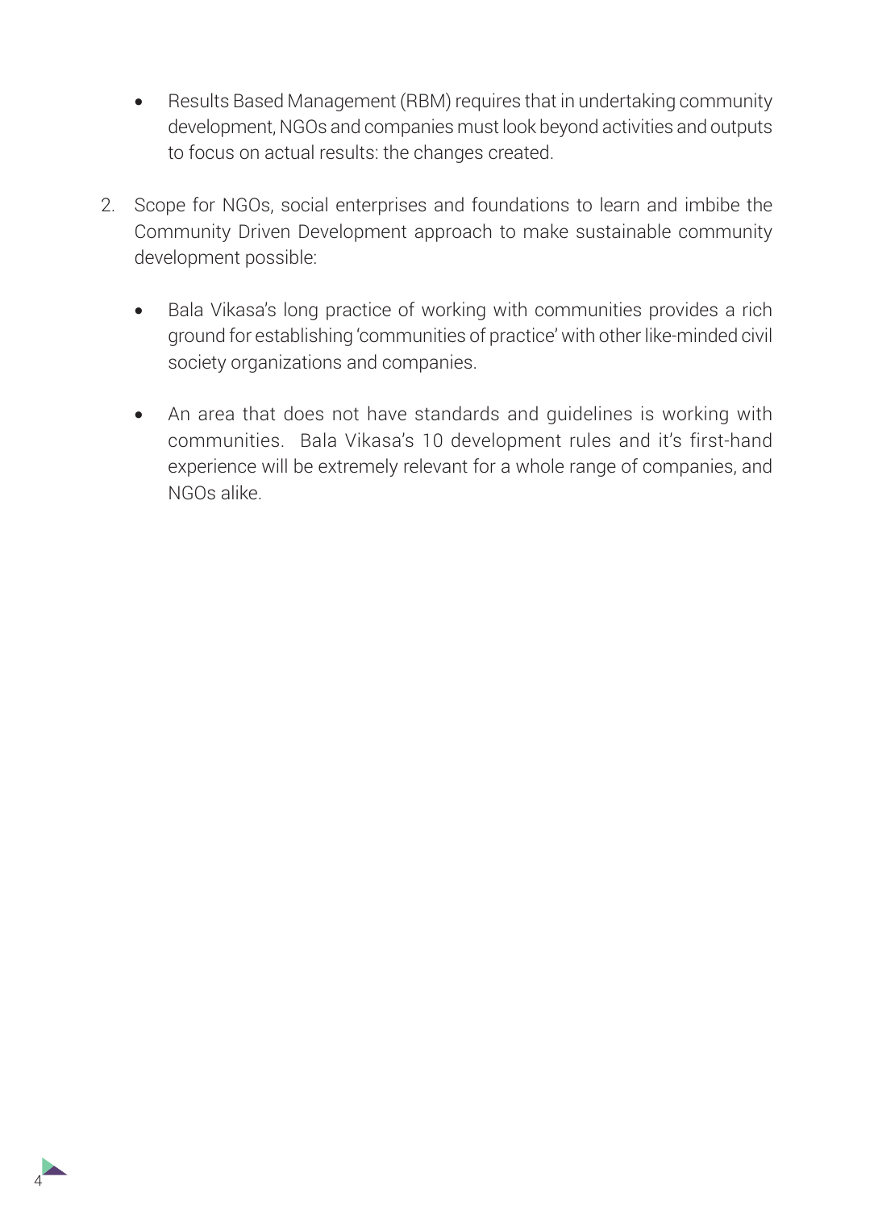- Results Based Management (RBM) requires that in undertaking community development, NGOs and companies must look beyond activities and outputs to focus on actual results: the changes created.

2. Scope for NGOs, social enterprises and foundations to learn and imbibe the Community Driven Development approach to make sustainable community development possible:

    - Bala Vikasa's long practice of working with communities provides a rich ground for establishing 'communities of practice' with other like-minded civil society organizations and companies.

    - An area that does not have standards and guidelines is working with communities. Bala Vikasa's 10 development rules and it's first-hand experience will be extremely relevant for a whole range of companies, and NGOs alike.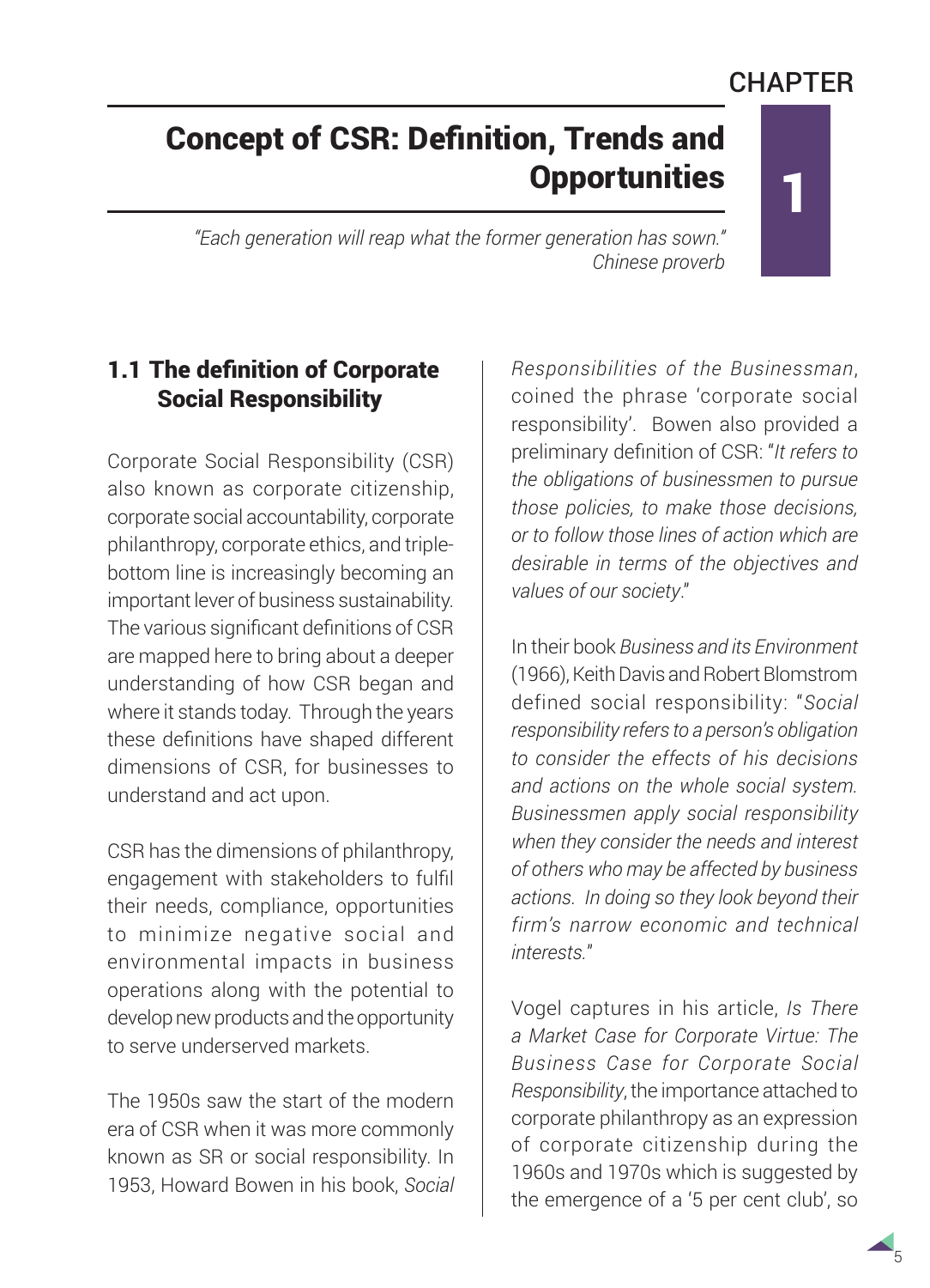# Concept of CSR: Definition, Trends and Opportunities

*"Each generation will reap what the former generation has sown."*
*Chinese proverb*

## 1.1 The definition of Corporate Social Responsibility

Corporate Social Responsibility (CSR) also known as corporate citizenship, corporate social accountability, corporate philanthropy, corporate ethics, and triple-bottom line is increasingly becoming an important lever of business sustainability. The various significant definitions of CSR are mapped here to bring about a deeper understanding of how CSR began and where it stands today. Through the years these definitions have shaped different dimensions of CSR, for businesses to understand and act upon.

CSR has the dimensions of philanthropy, engagement with stakeholders to fulfil their needs, compliance, opportunities to minimize negative social and environmental impacts in business operations along with the potential to develop new products and the opportunity to serve underserved markets.

The 1950s saw the start of the modern era of CSR when it was more commonly known as SR or social responsibility. In 1953, Howard Bowen in his book, *Social Responsibilities of the Businessman*, coined the phrase 'corporate social responsibility'. Bowen also provided a preliminary definition of CSR: "*It refers to the obligations of businessmen to pursue those policies, to make those decisions, or to follow those lines of action which are desirable in terms of the objectives and values of our society*."

In their book *Business and its Environment* (1966), Keith Davis and Robert Blomstrom defined social responsibility: "*Social responsibility refers to a person's obligation to consider the effects of his decisions and actions on the whole social system. Businessmen apply social responsibility when they consider the needs and interest of others who may be affected by business actions. In doing so they look beyond their firm's narrow economic and technical interests.*"

Vogel captures in his article, *Is There a Market Case for Corporate Virtue: The Business Case for Corporate Social Responsibility*, the importance attached to corporate philanthropy as an expression of corporate citizenship during the 1960s and 1970s which is suggested by the emergence of a '5 per cent club', so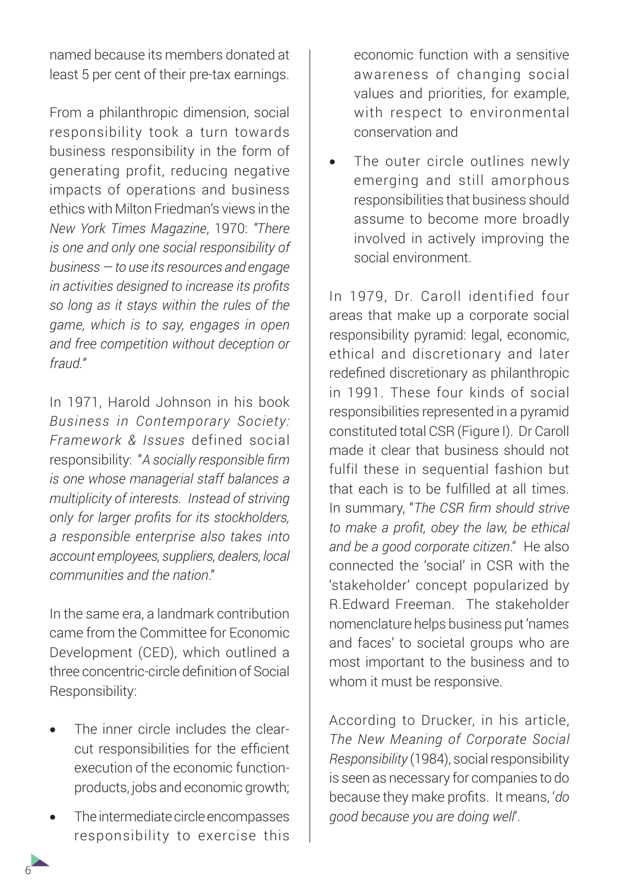named because its members donated at least 5 per cent of their pre-tax earnings.

From a philanthropic dimension, social responsibility took a turn towards business responsibility in the form of generating profit, reducing negative impacts of operations and business ethics with Milton Friedman's views in the *New York Times Magazine*, 1970: *"There is one and only one social responsibility of business — to use its resources and engage in activities designed to increase its profits so long as it stays within the rules of the game, which is to say, engages in open and free competition without deception or fraud."*

In 1971, Harold Johnson in his book *Business in Contemporary Society: Framework & Issues* defined social responsibility: "*A socially responsible firm is one whose managerial staff balances a multiplicity of interests. Instead of striving only for larger profits for its stockholders, a responsible enterprise also takes into account employees, suppliers, dealers, local communities and the nation*."

In the same era, a landmark contribution came from the Committee for Economic Development (CED), which outlined a three concentric-circle definition of Social Responsibility:

- The inner circle includes the clear-cut responsibilities for the efficient execution of the economic function-products, jobs and economic growth;
- The intermediate circle encompasses responsibility to exercise this economic function with a sensitive awareness of changing social values and priorities, for example, with respect to environmental conservation and
- The outer circle outlines newly emerging and still amorphous responsibilities that business should assume to become more broadly involved in actively improving the social environment.

In 1979, Dr. Caroll identified four areas that make up a corporate social responsibility pyramid: legal, economic, ethical and discretionary and later redefined discretionary as philanthropic in 1991. These four kinds of social responsibilities represented in a pyramid constituted total CSR (Figure I). Dr Caroll made it clear that business should not fulfil these in sequential fashion but that each is to be fulfilled at all times. In summary, "*The CSR firm should strive to make a profit, obey the law, be ethical and be a good corporate citizen*." He also connected the 'social' in CSR with the 'stakeholder' concept popularized by R.Edward Freeman. The stakeholder nomenclature helps business put 'names and faces' to societal groups who are most important to the business and to whom it must be responsive.

According to Drucker, in his article, *The New Meaning of Corporate Social Responsibility* (1984), social responsibility is seen as necessary for companies to do because they make profits. It means, '*do good because you are doing well*'.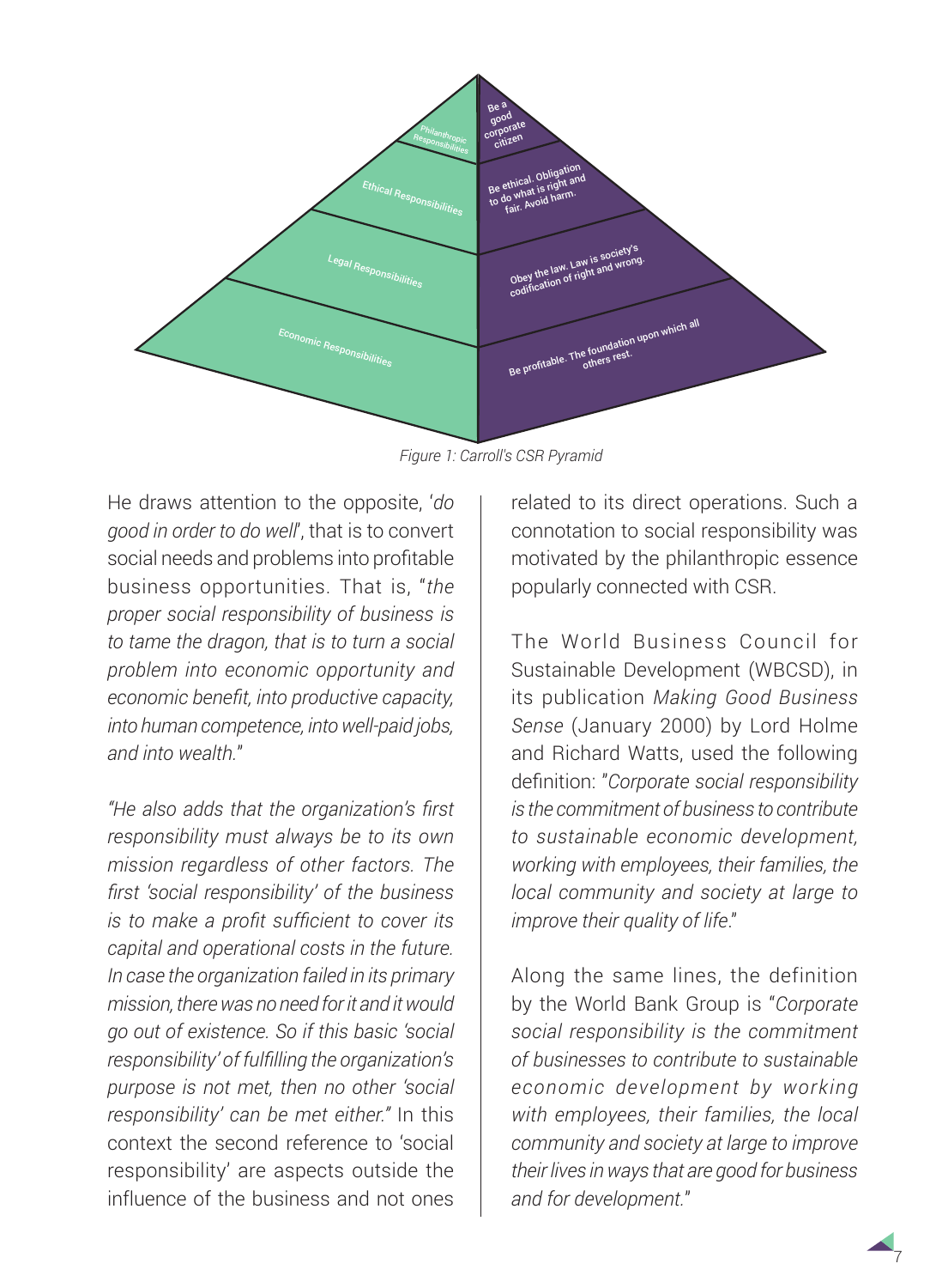Philanthropic Responsibilities — Be a good corporate citizen

Ethical Responsibilities — Be ethical. Obligation to do what is right and fair. Avoid harm.

Legal Responsibilities — Obey the law. Law is society's codification of right and wrong.

Economic Responsibilities — Be profitable. The foundation upon which all others rest.

*Figure 1: Carroll's CSR Pyramid*

He draws attention to the opposite, '*do good in order to do well*', that is to convert social needs and problems into profitable business opportunities. That is, "*the proper social responsibility of business is to tame the dragon, that is to turn a social problem into economic opportunity and economic benefit, into productive capacity, into human competence, into well-paid jobs, and into wealth.*"

*"He also adds that the organization's first responsibility must always be to its own mission regardless of other factors. The first 'social responsibility' of the business is to make a profit sufficient to cover its capital and operational costs in the future. In case the organization failed in its primary mission, there was no need for it and it would go out of existence. So if this basic 'social responsibility' of fulfilling the organization's purpose is not met, then no other 'social responsibility' can be met either."* In this context the second reference to 'social responsibility' are aspects outside the influence of the business and not ones related to its direct operations. Such a connotation to social responsibility was motivated by the philanthropic essence popularly connected with CSR.

The World Business Council for Sustainable Development (WBCSD), in its publication *Making Good Business Sense* (January 2000) by Lord Holme and Richard Watts, used the following definition: "*Corporate social responsibility is the commitment of business to contribute to sustainable economic development, working with employees, their families, the local community and society at large to improve their quality of life.*"

Along the same lines, the definition by the World Bank Group is "*Corporate social responsibility is the commitment of businesses to contribute to sustainable economic development by working with employees, their families, the local community and society at large to improve their lives in ways that are good for business and for development.*"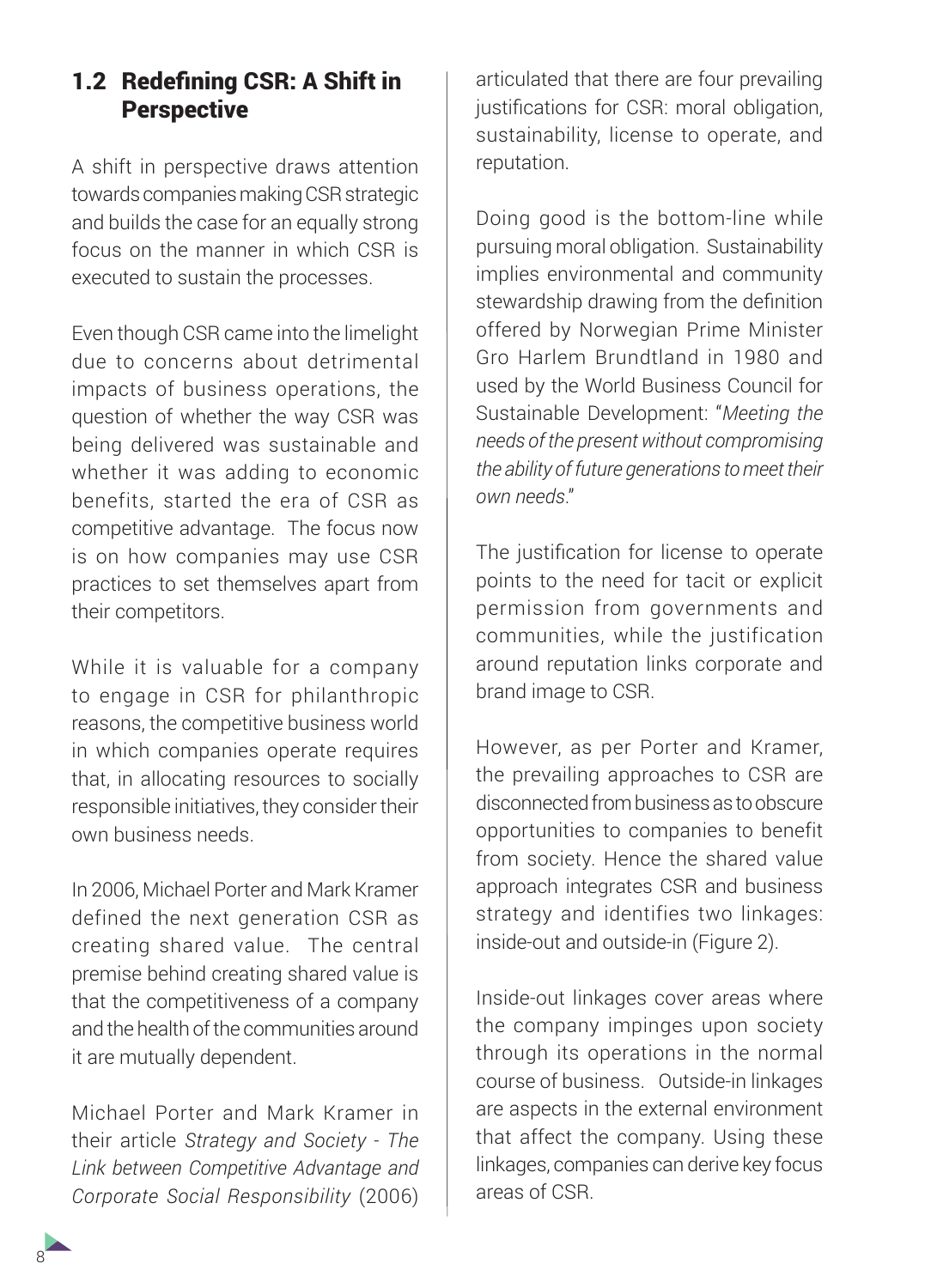## 1.2 Redefining CSR: A Shift in Perspective

A shift in perspective draws attention towards companies making CSR strategic and builds the case for an equally strong focus on the manner in which CSR is executed to sustain the processes.

Even though CSR came into the limelight due to concerns about detrimental impacts of business operations, the question of whether the way CSR was being delivered was sustainable and whether it was adding to economic benefits, started the era of CSR as competitive advantage. The focus now is on how companies may use CSR practices to set themselves apart from their competitors.

While it is valuable for a company to engage in CSR for philanthropic reasons, the competitive business world in which companies operate requires that, in allocating resources to socially responsible initiatives, they consider their own business needs.

In 2006, Michael Porter and Mark Kramer defined the next generation CSR as creating shared value. The central premise behind creating shared value is that the competitiveness of a company and the health of the communities around it are mutually dependent.

Michael Porter and Mark Kramer in their article *Strategy and Society - The Link between Competitive Advantage and Corporate Social Responsibility* (2006) articulated that there are four prevailing justifications for CSR: moral obligation, sustainability, license to operate, and reputation.

Doing good is the bottom-line while pursuing moral obligation. Sustainability implies environmental and community stewardship drawing from the definition offered by Norwegian Prime Minister Gro Harlem Brundtland in 1980 and used by the World Business Council for Sustainable Development: "*Meeting the needs of the present without compromising the ability of future generations to meet their own needs*."

The justification for license to operate points to the need for tacit or explicit permission from governments and communities, while the justification around reputation links corporate and brand image to CSR.

However, as per Porter and Kramer, the prevailing approaches to CSR are disconnected from business as to obscure opportunities to companies to benefit from society. Hence the shared value approach integrates CSR and business strategy and identifies two linkages: inside-out and outside-in (Figure 2).

Inside-out linkages cover areas where the company impinges upon society through its operations in the normal course of business. Outside-in linkages are aspects in the external environment that affect the company. Using these linkages, companies can derive key focus areas of CSR.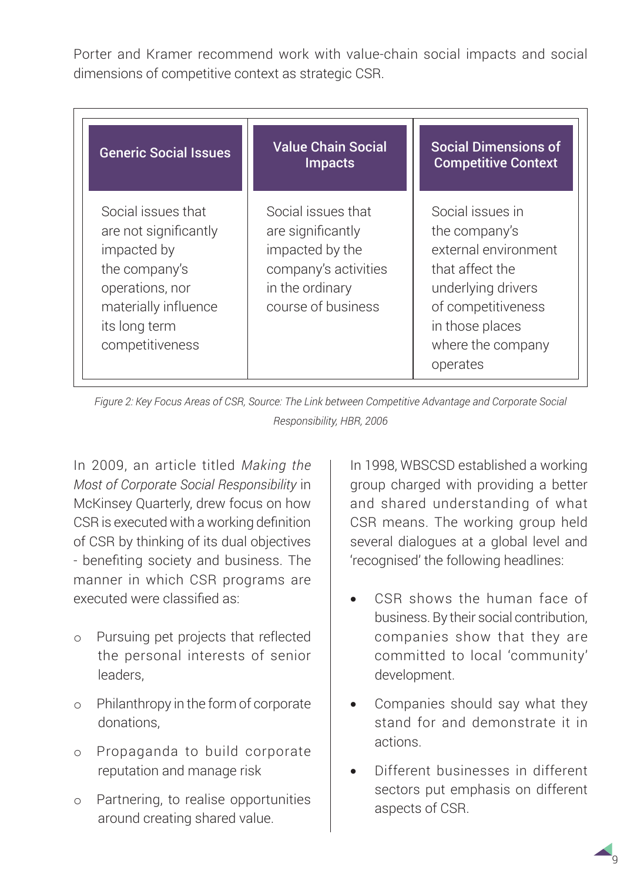Porter and Kramer recommend work with value-chain social impacts and social dimensions of competitive context as strategic CSR.

| Generic Social Issues | Value Chain Social Impacts | Social Dimensions of Competitive Context |
| --- | --- | --- |
| Social issues that are not significantly impacted by the company's operations, nor materially influence its long term competitiveness | Social issues that are significantly impacted by the company's activities in the ordinary course of business | Social issues in the company's external environment that affect the underlying drivers of competitiveness in those places where the company operates |

*Figure 2: Key Focus Areas of CSR, Source: The Link between Competitive Advantage and Corporate Social Responsibility, HBR, 2006*

In 2009, an article titled *Making the Most of Corporate Social Responsibility* in McKinsey Quarterly, drew focus on how CSR is executed with a working definition of CSR by thinking of its dual objectives - benefiting society and business. The manner in which CSR programs are executed were classified as:

- Pursuing pet projects that reflected the personal interests of senior leaders,
- Philanthropy in the form of corporate donations,
- Propaganda to build corporate reputation and manage risk
- Partnering, to realise opportunities around creating shared value.

In 1998, WBSCSD established a working group charged with providing a better and shared understanding of what CSR means. The working group held several dialogues at a global level and 'recognised' the following headlines:

- CSR shows the human face of business. By their social contribution, companies show that they are committed to local 'community' development.
- Companies should say what they stand for and demonstrate it in actions.
- Different businesses in different sectors put emphasis on different aspects of CSR.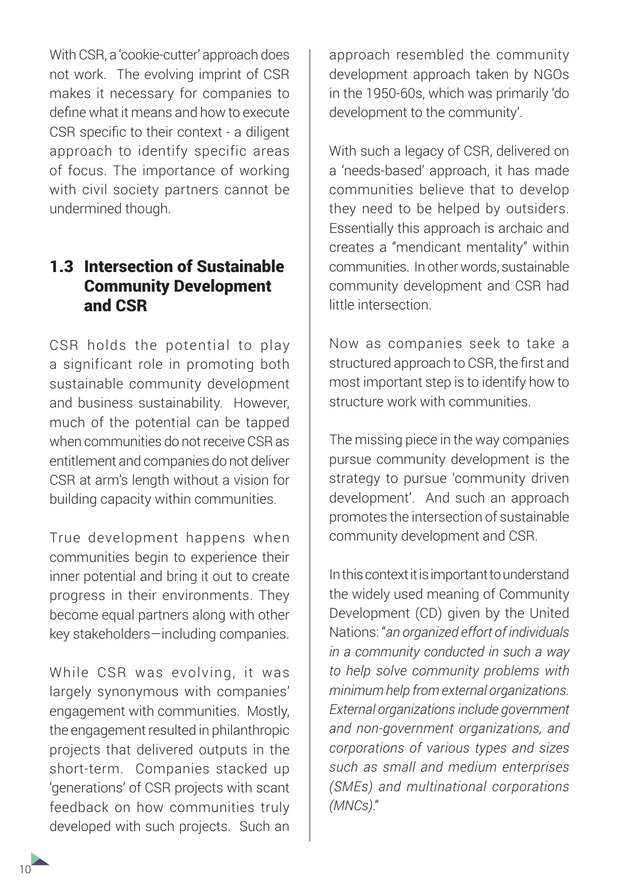With CSR, a 'cookie-cutter' approach does not work. The evolving imprint of CSR makes it necessary for companies to define what it means and how to execute CSR specific to their context - a diligent approach to identify specific areas of focus. The importance of working with civil society partners cannot be undermined though.

## 1.3 Intersection of Sustainable Community Development and CSR

CSR holds the potential to play a significant role in promoting both sustainable community development and business sustainability. However, much of the potential can be tapped when communities do not receive CSR as entitlement and companies do not deliver CSR at arm's length without a vision for building capacity within communities.

True development happens when communities begin to experience their inner potential and bring it out to create progress in their environments. They become equal partners along with other key stakeholders—including companies.

While CSR was evolving, it was largely synonymous with companies' engagement with communities. Mostly, the engagement resulted in philanthropic projects that delivered outputs in the short-term. Companies stacked up 'generations' of CSR projects with scant feedback on how communities truly developed with such projects. Such an approach resembled the community development approach taken by NGOs in the 1950-60s, which was primarily 'do development to the community'.

With such a legacy of CSR, delivered on a 'needs-based' approach, it has made communities believe that to develop they need to be helped by outsiders. Essentially this approach is archaic and creates a "mendicant mentality" within communities. In other words, sustainable community development and CSR had little intersection.

Now as companies seek to take a structured approach to CSR, the first and most important step is to identify how to structure work with communities.

The missing piece in the way companies pursue community development is the strategy to pursue 'community driven development'. And such an approach promotes the intersection of sustainable community development and CSR.

In this context it is important to understand the widely used meaning of Community Development (CD) given by the United Nations: "*an organized effort of individuals in a community conducted in such a way to help solve community problems with minimum help from external organizations. External organizations include government and non-government organizations, and corporations of various types and sizes such as small and medium enterprises (SMEs) and multinational corporations (MNCs).*"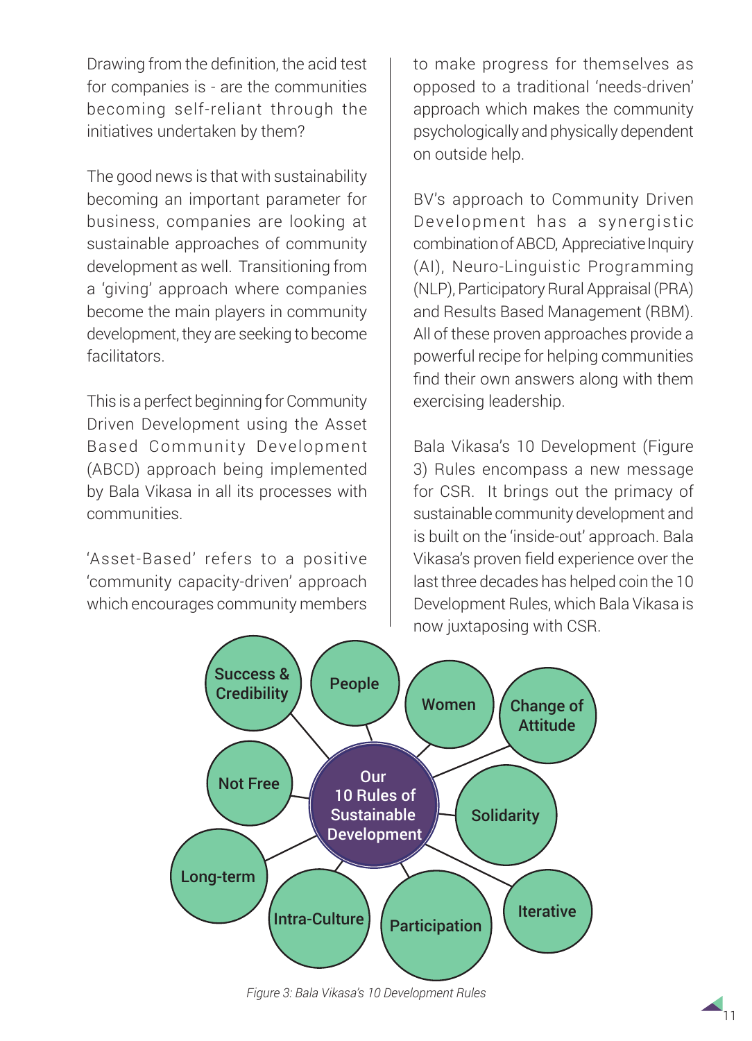Drawing from the definition, the acid test for companies is - are the communities becoming self-reliant through the initiatives undertaken by them?

The good news is that with sustainability becoming an important parameter for business, companies are looking at sustainable approaches of community development as well. Transitioning from a 'giving' approach where companies become the main players in community development, they are seeking to become facilitators.

This is a perfect beginning for Community Driven Development using the Asset Based Community Development (ABCD) approach being implemented by Bala Vikasa in all its processes with communities.

'Asset-Based' refers to a positive 'community capacity-driven' approach which encourages community members to make progress for themselves as opposed to a traditional 'needs-driven' approach which makes the community psychologically and physically dependent on outside help.

BV's approach to Community Driven Development has a synergistic combination of ABCD, Appreciative Inquiry (AI), Neuro-Linguistic Programming (NLP), Participatory Rural Appraisal (PRA) and Results Based Management (RBM). All of these proven approaches provide a powerful recipe for helping communities find their own answers along with them exercising leadership.

Bala Vikasa's 10 Development (Figure 3) Rules encompass a new message for CSR. It brings out the primacy of sustainable community development and is built on the 'inside-out' approach. Bala Vikasa's proven field experience over the last three decades has helped coin the 10 Development Rules, which Bala Vikasa is now juxtaposing with CSR.

Our 10 Rules of Sustainable Development:

- Success & Credibility
- People
- Women
- Change of Attitude
- Not Free
- Solidarity
- Long-term
- Intra-Culture
- Participation
- Iterative

*Figure 3: Bala Vikasa's 10 Development Rules*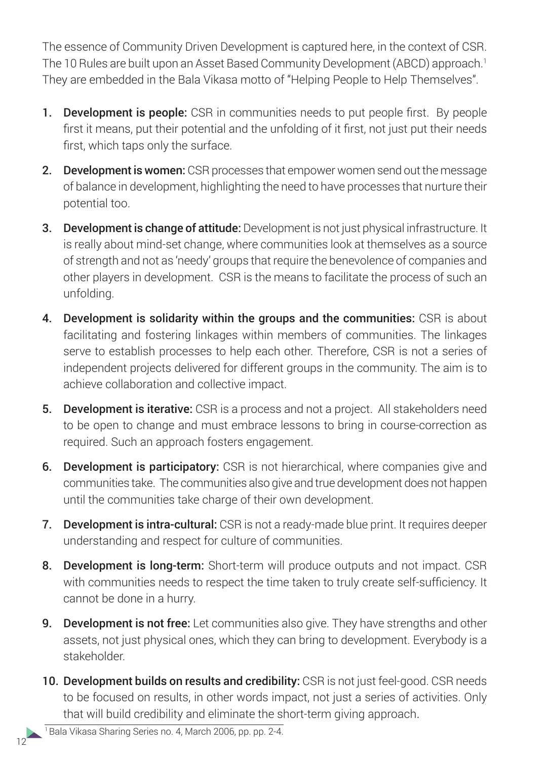The essence of Community Driven Development is captured here, in the context of CSR. The 10 Rules are built upon an Asset Based Community Development (ABCD) approach.[1] They are embedded in the Bala Vikasa motto of "Helping People to Help Themselves".

1. **Development is people:** CSR in communities needs to put people first. By people first it means, put their potential and the unfolding of it first, not just put their needs first, which taps only the surface.

2. **Development is women:** CSR processes that empower women send out the message of balance in development, highlighting the need to have processes that nurture their potential too.

3. **Development is change of attitude:** Development is not just physical infrastructure. It is really about mind-set change, where communities look at themselves as a source of strength and not as 'needy' groups that require the benevolence of companies and other players in development. CSR is the means to facilitate the process of such an unfolding.

4. **Development is solidarity within the groups and the communities:** CSR is about facilitating and fostering linkages within members of communities. The linkages serve to establish processes to help each other. Therefore, CSR is not a series of independent projects delivered for different groups in the community. The aim is to achieve collaboration and collective impact.

5. **Development is iterative:** CSR is a process and not a project. All stakeholders need to be open to change and must embrace lessons to bring in course-correction as required. Such an approach fosters engagement.

6. **Development is participatory:** CSR is not hierarchical, where companies give and communities take. The communities also give and true development does not happen until the communities take charge of their own development.

7. **Development is intra-cultural:** CSR is not a ready-made blue print. It requires deeper understanding and respect for culture of communities.

8. **Development is long-term:** Short-term will produce outputs and not impact. CSR with communities needs to respect the time taken to truly create self-sufficiency. It cannot be done in a hurry.

9. **Development is not free:** Let communities also give. They have strengths and other assets, not just physical ones, which they can bring to development. Everybody is a stakeholder.

10. **Development builds on results and credibility:** CSR is not just feel-good. CSR needs to be focused on results, in other words impact, not just a series of activities. Only that will build credibility and eliminate the short-term giving approach.

[1] Bala Vikasa Sharing Series no. 4, March 2006, pp. pp. 2-4.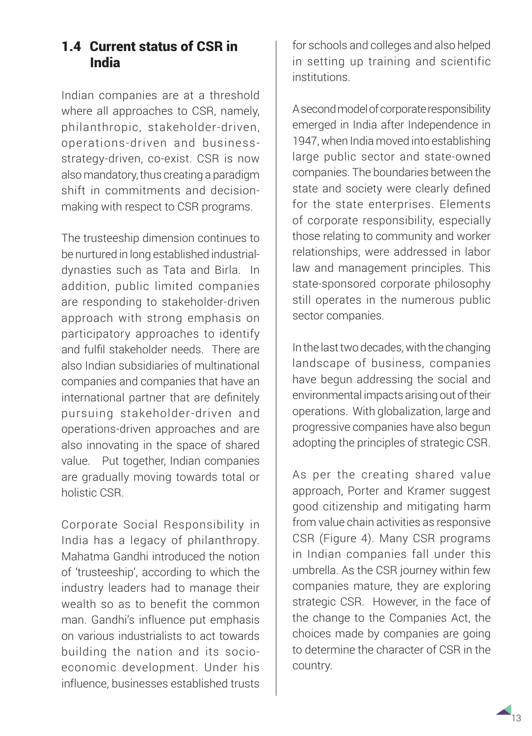## 1.4 Current status of CSR in India

Indian companies are at a threshold where all approaches to CSR, namely, philanthropic, stakeholder-driven, operations-driven and business-strategy-driven, co-exist. CSR is now also mandatory, thus creating a paradigm shift in commitments and decision-making with respect to CSR programs.

The trusteeship dimension continues to be nurtured in long established industrial-dynasties such as Tata and Birla. In addition, public limited companies are responding to stakeholder-driven approach with strong emphasis on participatory approaches to identify and fulfil stakeholder needs. There are also Indian subsidiaries of multinational companies and companies that have an international partner that are definitely pursuing stakeholder-driven and operations-driven approaches and are also innovating in the space of shared value. Put together, Indian companies are gradually moving towards total or holistic CSR.

Corporate Social Responsibility in India has a legacy of philanthropy. Mahatma Gandhi introduced the notion of 'trusteeship', according to which the industry leaders had to manage their wealth so as to benefit the common man. Gandhi's influence put emphasis on various industrialists to act towards building the nation and its socio-economic development. Under his influence, businesses established trusts for schools and colleges and also helped in setting up training and scientific institutions.

A second model of corporate responsibility emerged in India after Independence in 1947, when India moved into establishing large public sector and state-owned companies. The boundaries between the state and society were clearly defined for the state enterprises. Elements of corporate responsibility, especially those relating to community and worker relationships, were addressed in labor law and management principles. This state-sponsored corporate philosophy still operates in the numerous public sector companies.

In the last two decades, with the changing landscape of business, companies have begun addressing the social and environmental impacts arising out of their operations. With globalization, large and progressive companies have also begun adopting the principles of strategic CSR.

As per the creating shared value approach, Porter and Kramer suggest good citizenship and mitigating harm from value chain activities as responsive CSR (Figure 4). Many CSR programs in Indian companies fall under this umbrella. As the CSR journey within few companies mature, they are exploring strategic CSR. However, in the face of the change to the Companies Act, the choices made by companies are going to determine the character of CSR in the country.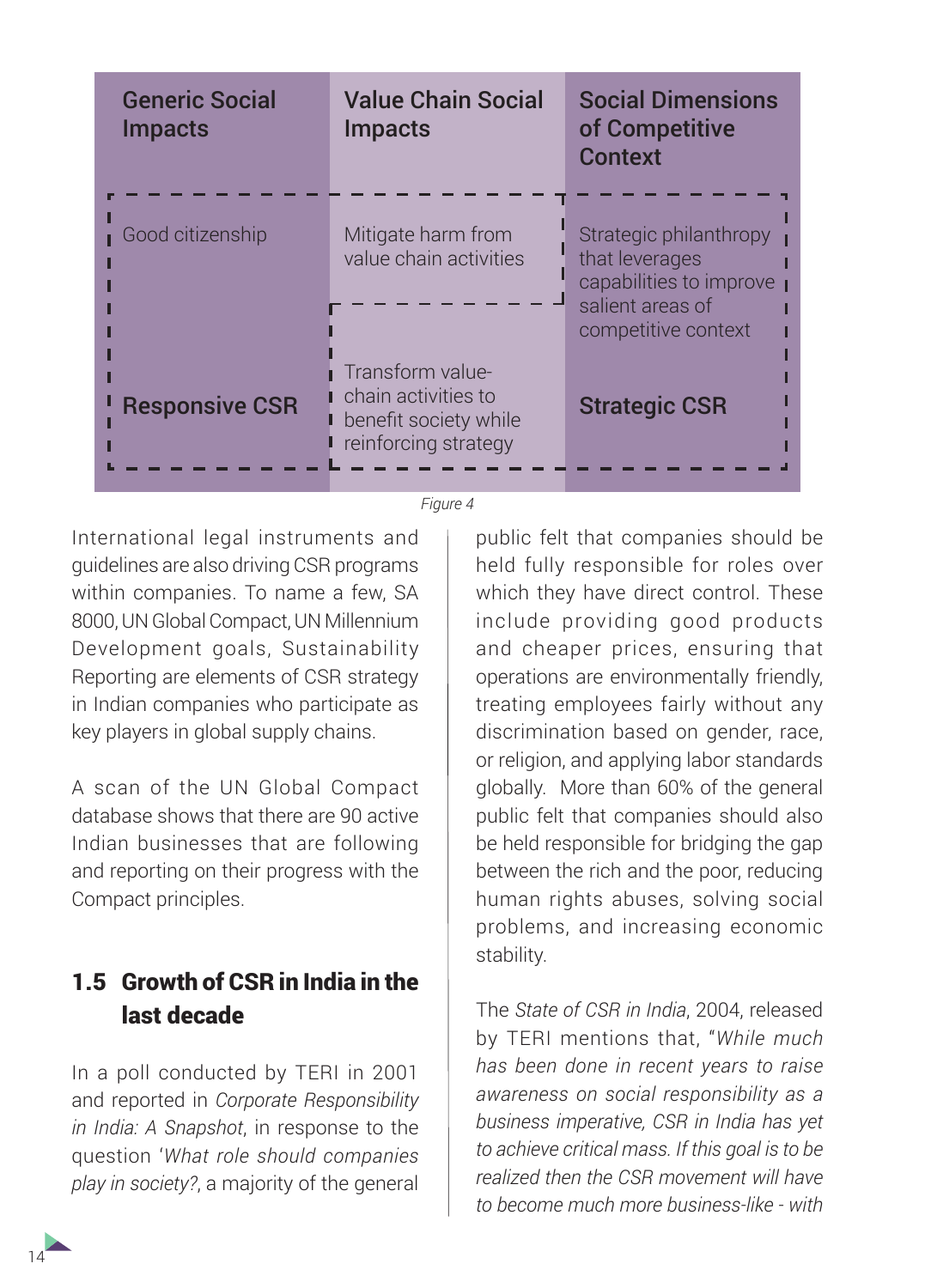| Generic Social Impacts | Value Chain Social Impacts | Social Dimensions of Competitive Context |
| --- | --- | --- |
| Good citizenship | Mitigate harm from value chain activities | Strategic philanthropy that leverages capabilities to improve salient areas of competitive context |
| | Transform value-chain activities to benefit society while reinforcing strategy | |
| **Responsive CSR** | | **Strategic CSR** |

*Figure 4*

International legal instruments and guidelines are also driving CSR programs within companies. To name a few, SA 8000, UN Global Compact, UN Millennium Development goals, Sustainability Reporting are elements of CSR strategy in Indian companies who participate as key players in global supply chains.

A scan of the UN Global Compact database shows that there are 90 active Indian businesses that are following and reporting on their progress with the Compact principles.

## 1.5 Growth of CSR in India in the last decade

In a poll conducted by TERI in 2001 and reported in *Corporate Responsibility in India: A Snapshot*, in response to the question '*What role should companies play in society?*, a majority of the general public felt that companies should be held fully responsible for roles over which they have direct control. These include providing good products and cheaper prices, ensuring that operations are environmentally friendly, treating employees fairly without any discrimination based on gender, race, or religion, and applying labor standards globally. More than 60% of the general public felt that companies should also be held responsible for bridging the gap between the rich and the poor, reducing human rights abuses, solving social problems, and increasing economic stability.

The *State of CSR in India*, 2004, released by TERI mentions that, "*While much has been done in recent years to raise awareness on social responsibility as a business imperative, CSR in India has yet to achieve critical mass. If this goal is to be realized then the CSR movement will have to become much more business-like - with*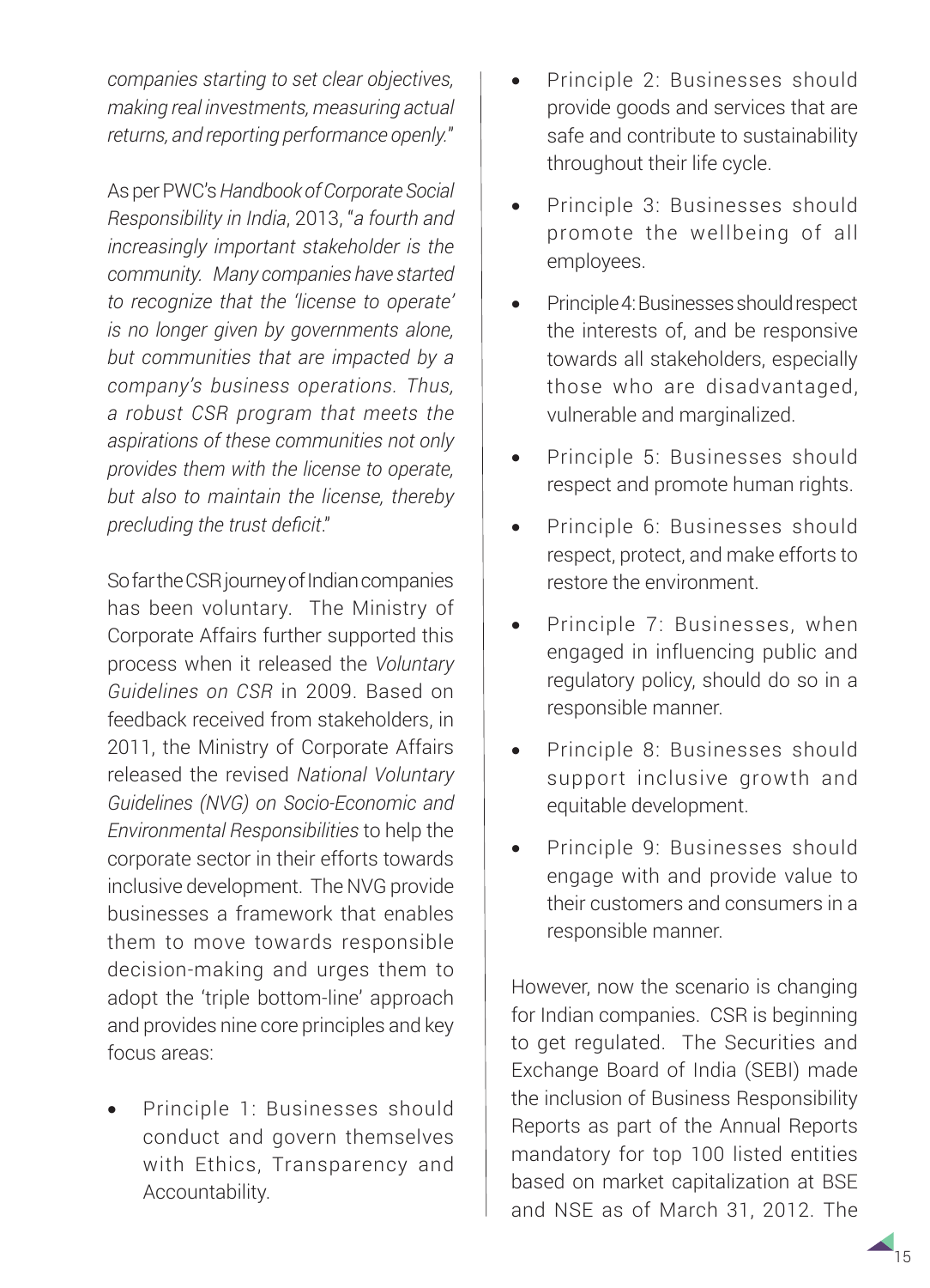*companies starting to set clear objectives, making real investments, measuring actual returns, and reporting performance openly.*"

As per PWC's *Handbook of Corporate Social Responsibility in India*, 2013, "*a fourth and increasingly important stakeholder is the community. Many companies have started to recognize that the 'license to operate' is no longer given by governments alone, but communities that are impacted by a company's business operations. Thus, a robust CSR program that meets the aspirations of these communities not only provides them with the license to operate, but also to maintain the license, thereby precluding the trust deficit*."

So far the CSR journey of Indian companies has been voluntary. The Ministry of Corporate Affairs further supported this process when it released the *Voluntary Guidelines on CSR* in 2009. Based on feedback received from stakeholders, in 2011, the Ministry of Corporate Affairs released the revised *National Voluntary Guidelines (NVG) on Socio-Economic and Environmental Responsibilities* to help the corporate sector in their efforts towards inclusive development. The NVG provide businesses a framework that enables them to move towards responsible decision-making and urges them to adopt the 'triple bottom-line' approach and provides nine core principles and key focus areas:

- Principle 1: Businesses should conduct and govern themselves with Ethics, Transparency and Accountability.
- Principle 2: Businesses should provide goods and services that are safe and contribute to sustainability throughout their life cycle.
- Principle 3: Businesses should promote the wellbeing of all employees.
- Principle 4: Businesses should respect the interests of, and be responsive towards all stakeholders, especially those who are disadvantaged, vulnerable and marginalized.
- Principle 5: Businesses should respect and promote human rights.
- Principle 6: Businesses should respect, protect, and make efforts to restore the environment.
- Principle 7: Businesses, when engaged in influencing public and regulatory policy, should do so in a responsible manner.
- Principle 8: Businesses should support inclusive growth and equitable development.
- Principle 9: Businesses should engage with and provide value to their customers and consumers in a responsible manner.

However, now the scenario is changing for Indian companies. CSR is beginning to get regulated. The Securities and Exchange Board of India (SEBI) made the inclusion of Business Responsibility Reports as part of the Annual Reports mandatory for top 100 listed entities based on market capitalization at BSE and NSE as of March 31, 2012. The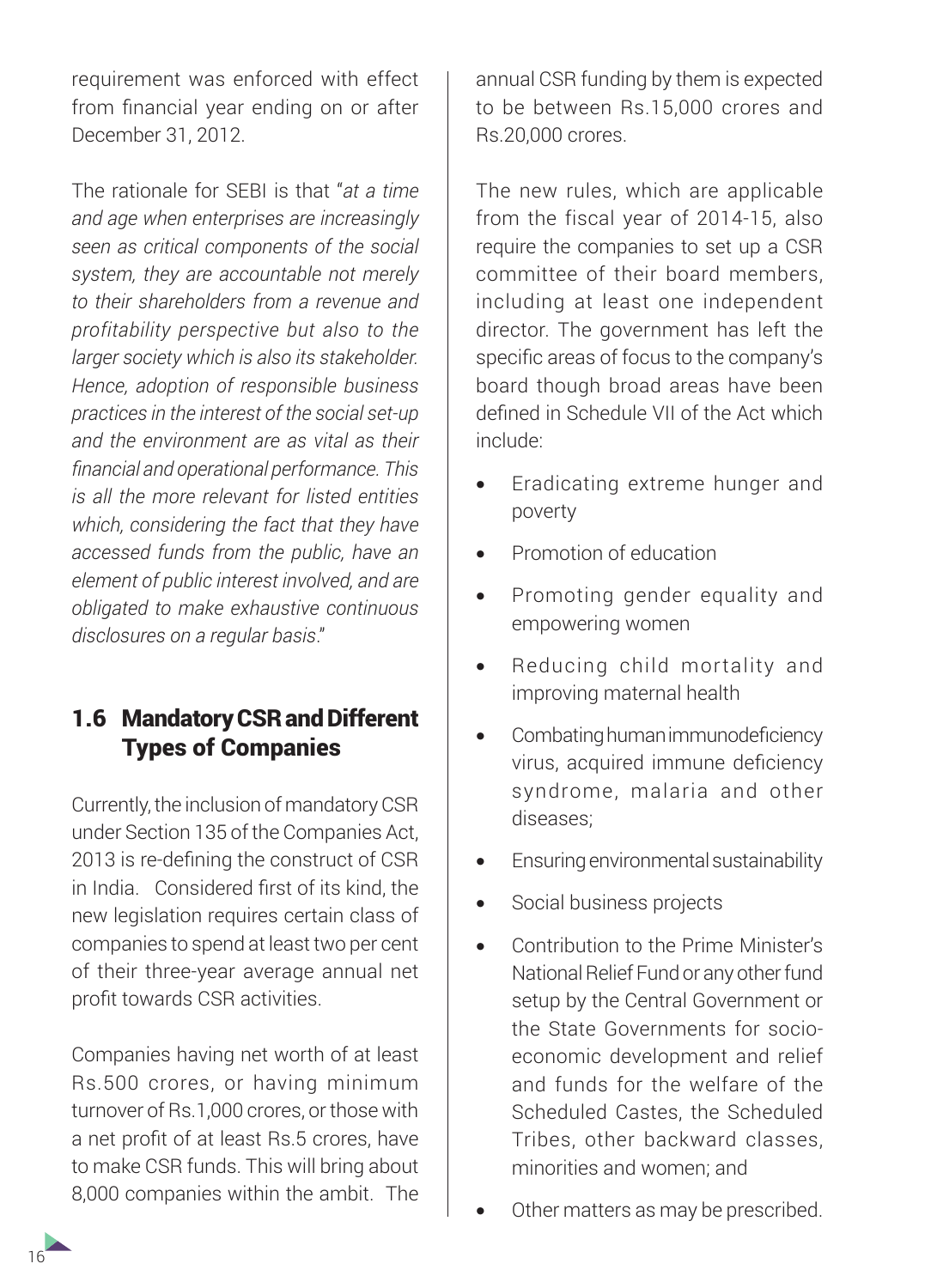requirement was enforced with effect from financial year ending on or after December 31, 2012.

The rationale for SEBI is that "*at a time and age when enterprises are increasingly seen as critical components of the social system, they are accountable not merely to their shareholders from a revenue and profitability perspective but also to the larger society which is also its stakeholder. Hence, adoption of responsible business practices in the interest of the social set-up and the environment are as vital as their financial and operational performance. This is all the more relevant for listed entities which, considering the fact that they have accessed funds from the public, have an element of public interest involved, and are obligated to make exhaustive continuous disclosures on a regular basis*."

## 1.6 Mandatory CSR and Different Types of Companies

Currently, the inclusion of mandatory CSR under Section 135 of the Companies Act, 2013 is re-defining the construct of CSR in India. Considered first of its kind, the new legislation requires certain class of companies to spend at least two per cent of their three-year average annual net profit towards CSR activities.

Companies having net worth of at least Rs.500 crores, or having minimum turnover of Rs.1,000 crores, or those with a net profit of at least Rs.5 crores, have to make CSR funds. This will bring about 8,000 companies within the ambit. The annual CSR funding by them is expected to be between Rs.15,000 crores and Rs.20,000 crores.

The new rules, which are applicable from the fiscal year of 2014-15, also require the companies to set up a CSR committee of their board members, including at least one independent director. The government has left the specific areas of focus to the company's board though broad areas have been defined in Schedule VII of the Act which include:

- Eradicating extreme hunger and poverty
- Promotion of education
- Promoting gender equality and empowering women
- Reducing child mortality and improving maternal health
- Combating human immunodeficiency virus, acquired immune deficiency syndrome, malaria and other diseases;
- Ensuring environmental sustainability
- Social business projects
- Contribution to the Prime Minister's National Relief Fund or any other fund setup by the Central Government or the State Governments for socio-economic development and relief and funds for the welfare of the Scheduled Castes, the Scheduled Tribes, other backward classes, minorities and women; and
- Other matters as may be prescribed.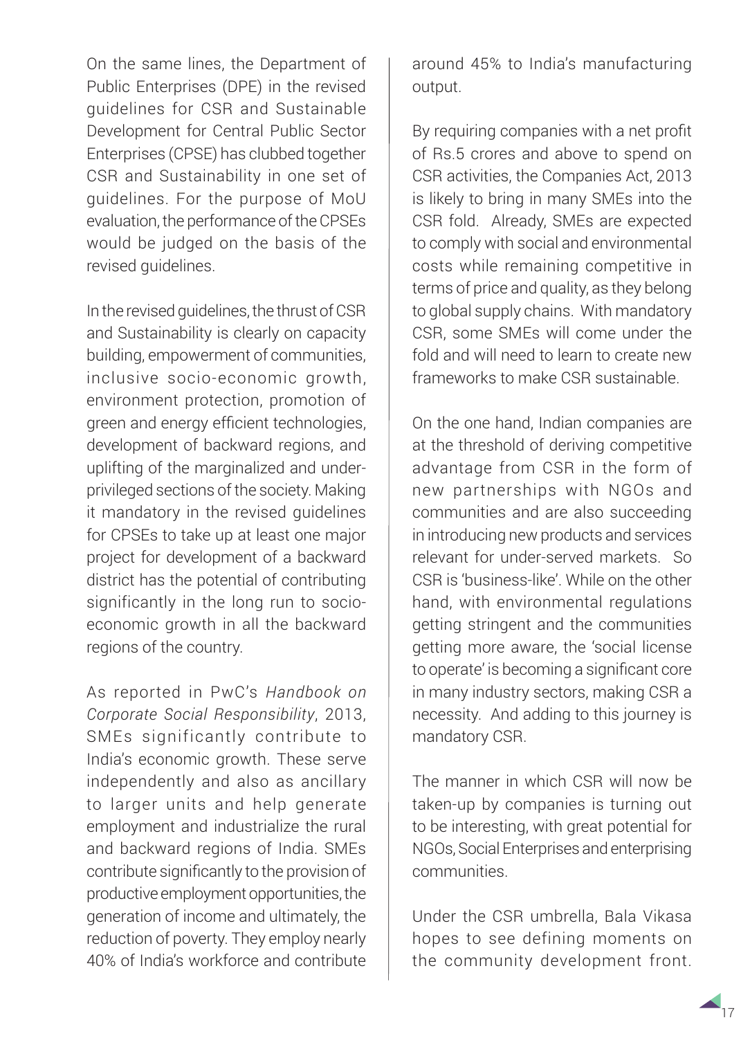On the same lines, the Department of Public Enterprises (DPE) in the revised guidelines for CSR and Sustainable Development for Central Public Sector Enterprises (CPSE) has clubbed together CSR and Sustainability in one set of guidelines. For the purpose of MoU evaluation, the performance of the CPSEs would be judged on the basis of the revised guidelines.

In the revised guidelines, the thrust of CSR and Sustainability is clearly on capacity building, empowerment of communities, inclusive socio-economic growth, environment protection, promotion of green and energy efficient technologies, development of backward regions, and uplifting of the marginalized and under-privileged sections of the society. Making it mandatory in the revised guidelines for CPSEs to take up at least one major project for development of a backward district has the potential of contributing significantly in the long run to socio-economic growth in all the backward regions of the country.

As reported in PwC's *Handbook on Corporate Social Responsibility*, 2013, SMEs significantly contribute to India's economic growth. These serve independently and also as ancillary to larger units and help generate employment and industrialize the rural and backward regions of India. SMEs contribute significantly to the provision of productive employment opportunities, the generation of income and ultimately, the reduction of poverty. They employ nearly 40% of India's workforce and contribute around 45% to India's manufacturing output.

By requiring companies with a net profit of Rs.5 crores and above to spend on CSR activities, the Companies Act, 2013 is likely to bring in many SMEs into the CSR fold. Already, SMEs are expected to comply with social and environmental costs while remaining competitive in terms of price and quality, as they belong to global supply chains. With mandatory CSR, some SMEs will come under the fold and will need to learn to create new frameworks to make CSR sustainable.

On the one hand, Indian companies are at the threshold of deriving competitive advantage from CSR in the form of new partnerships with NGOs and communities and are also succeeding in introducing new products and services relevant for under-served markets. So CSR is 'business-like'. While on the other hand, with environmental regulations getting stringent and the communities getting more aware, the 'social license to operate' is becoming a significant core in many industry sectors, making CSR a necessity. And adding to this journey is mandatory CSR.

The manner in which CSR will now be taken-up by companies is turning out to be interesting, with great potential for NGOs, Social Enterprises and enterprising communities.

Under the CSR umbrella, Bala Vikasa hopes to see defining moments on the community development front.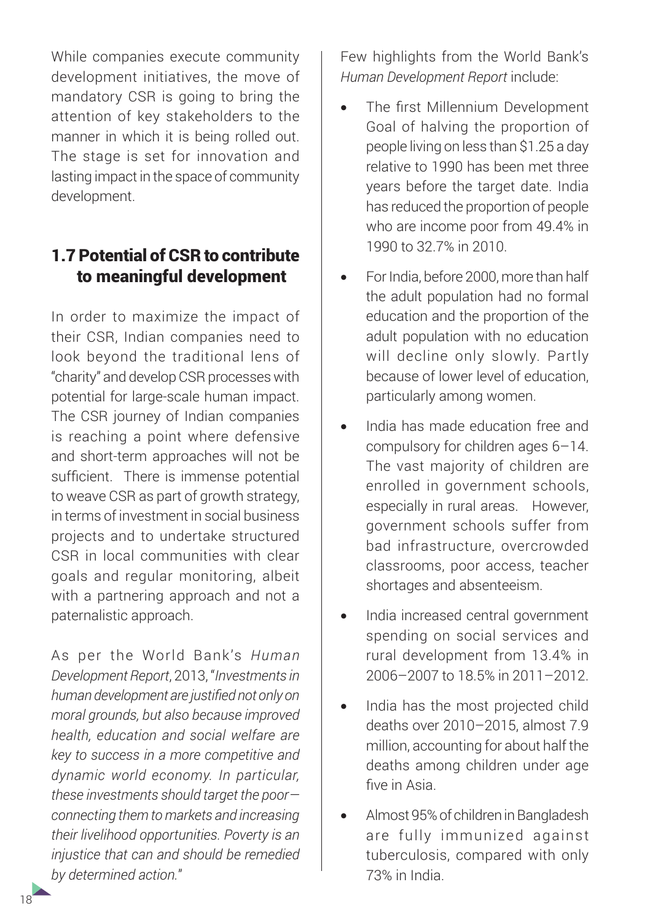While companies execute community development initiatives, the move of mandatory CSR is going to bring the attention of key stakeholders to the manner in which it is being rolled out. The stage is set for innovation and lasting impact in the space of community development.

## 1.7 Potential of CSR to contribute to meaningful development

In order to maximize the impact of their CSR, Indian companies need to look beyond the traditional lens of "charity" and develop CSR processes with potential for large-scale human impact. The CSR journey of Indian companies is reaching a point where defensive and short-term approaches will not be sufficient. There is immense potential to weave CSR as part of growth strategy, in terms of investment in social business projects and to undertake structured CSR in local communities with clear goals and regular monitoring, albeit with a partnering approach and not a paternalistic approach.

As per the World Bank's *Human Development Report*, 2013, "*Investments in human development are justified not only on moral grounds, but also because improved health, education and social welfare are key to success in a more competitive and dynamic world economy. In particular, these investments should target the poor—connecting them to markets and increasing their livelihood opportunities. Poverty is an injustice that can and should be remedied by determined action.*"

Few highlights from the World Bank's *Human Development Report* include:

- The first Millennium Development Goal of halving the proportion of people living on less than $1.25 a day relative to 1990 has been met three years before the target date. India has reduced the proportion of people who are income poor from 49.4% in 1990 to 32.7% in 2010.
- For India, before 2000, more than half the adult population had no formal education and the proportion of the adult population with no education will decline only slowly. Partly because of lower level of education, particularly among women.
- India has made education free and compulsory for children ages 6–14. The vast majority of children are enrolled in government schools, especially in rural areas. However, government schools suffer from bad infrastructure, overcrowded classrooms, poor access, teacher shortages and absenteeism.
- India increased central government spending on social services and rural development from 13.4% in 2006–2007 to 18.5% in 2011–2012.
- India has the most projected child deaths over 2010–2015, almost 7.9 million, accounting for about half the deaths among children under age five in Asia.
- Almost 95% of children in Bangladesh are fully immunized against tuberculosis, compared with only 73% in India.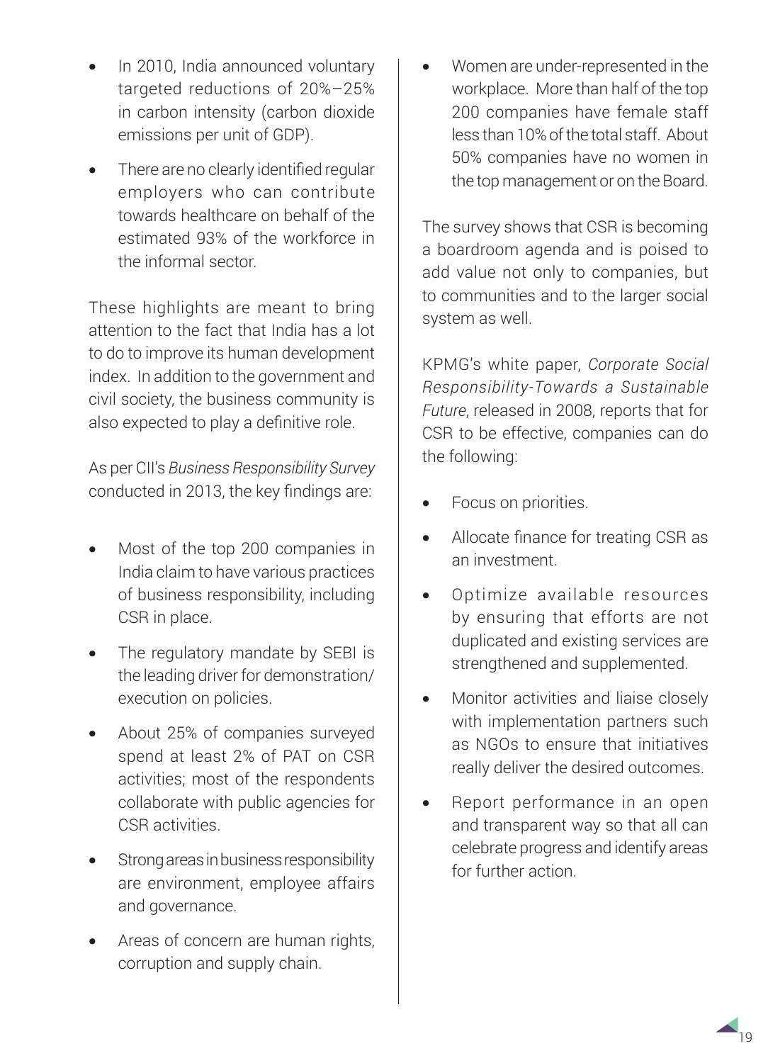- In 2010, India announced voluntary targeted reductions of 20%–25% in carbon intensity (carbon dioxide emissions per unit of GDP).
- There are no clearly identified regular employers who can contribute towards healthcare on behalf of the estimated 93% of the workforce in the informal sector.

These highlights are meant to bring attention to the fact that India has a lot to do to improve its human development index. In addition to the government and civil society, the business community is also expected to play a definitive role.

As per CII's *Business Responsibility Survey* conducted in 2013, the key findings are:

- Most of the top 200 companies in India claim to have various practices of business responsibility, including CSR in place.
- The regulatory mandate by SEBI is the leading driver for demonstration/ execution on policies.
- About 25% of companies surveyed spend at least 2% of PAT on CSR activities; most of the respondents collaborate with public agencies for CSR activities.
- Strong areas in business responsibility are environment, employee affairs and governance.
- Areas of concern are human rights, corruption and supply chain.
- Women are under-represented in the workplace. More than half of the top 200 companies have female staff less than 10% of the total staff. About 50% companies have no women in the top management or on the Board.

The survey shows that CSR is becoming a boardroom agenda and is poised to add value not only to companies, but to communities and to the larger social system as well.

KPMG's white paper, *Corporate Social Responsibility-Towards a Sustainable Future*, released in 2008, reports that for CSR to be effective, companies can do the following:

- Focus on priorities.
- Allocate finance for treating CSR as an investment.
- Optimize available resources by ensuring that efforts are not duplicated and existing services are strengthened and supplemented.
- Monitor activities and liaise closely with implementation partners such as NGOs to ensure that initiatives really deliver the desired outcomes.
- Report performance in an open and transparent way so that all can celebrate progress and identify areas for further action.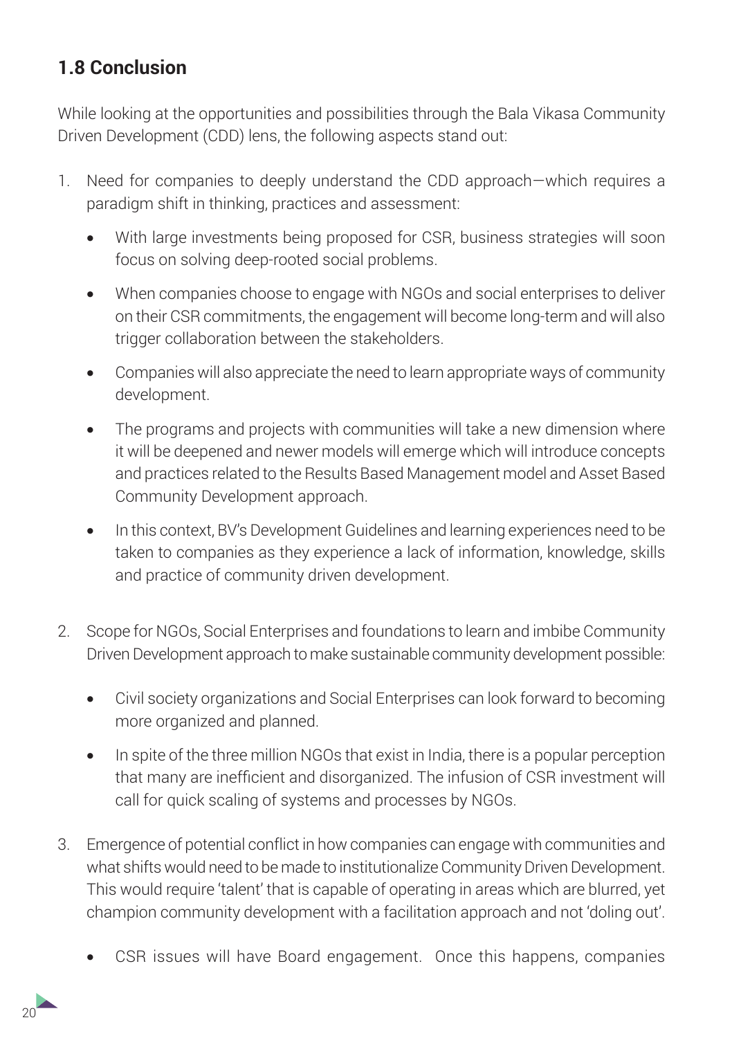## 1.8 Conclusion

While looking at the opportunities and possibilities through the Bala Vikasa Community Driven Development (CDD) lens, the following aspects stand out:

1. Need for companies to deeply understand the CDD approach—which requires a paradigm shift in thinking, practices and assessment:
   - With large investments being proposed for CSR, business strategies will soon focus on solving deep-rooted social problems.
   - When companies choose to engage with NGOs and social enterprises to deliver on their CSR commitments, the engagement will become long-term and will also trigger collaboration between the stakeholders.
   - Companies will also appreciate the need to learn appropriate ways of community development.
   - The programs and projects with communities will take a new dimension where it will be deepened and newer models will emerge which will introduce concepts and practices related to the Results Based Management model and Asset Based Community Development approach.
   - In this context, BV's Development Guidelines and learning experiences need to be taken to companies as they experience a lack of information, knowledge, skills and practice of community driven development.

2. Scope for NGOs, Social Enterprises and foundations to learn and imbibe Community Driven Development approach to make sustainable community development possible:
   - Civil society organizations and Social Enterprises can look forward to becoming more organized and planned.
   - In spite of the three million NGOs that exist in India, there is a popular perception that many are inefficient and disorganized. The infusion of CSR investment will call for quick scaling of systems and processes by NGOs.

3. Emergence of potential conflict in how companies can engage with communities and what shifts would need to be made to institutionalize Community Driven Development. This would require 'talent' that is capable of operating in areas which are blurred, yet champion community development with a facilitation approach and not 'doling out'.
   - CSR issues will have Board engagement. Once this happens, companies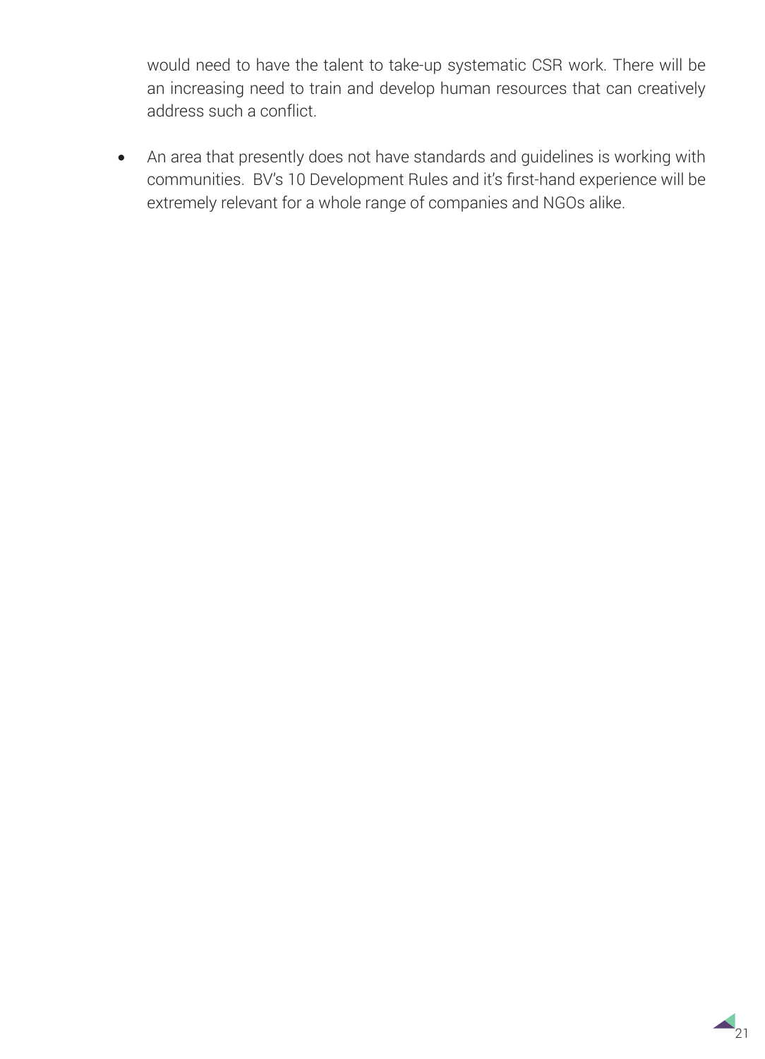would need to have the talent to take-up systematic CSR work. There will be an increasing need to train and develop human resources that can creatively address such a conflict.

- An area that presently does not have standards and guidelines is working with communities. BV's 10 Development Rules and it's first-hand experience will be extremely relevant for a whole range of companies and NGOs alike.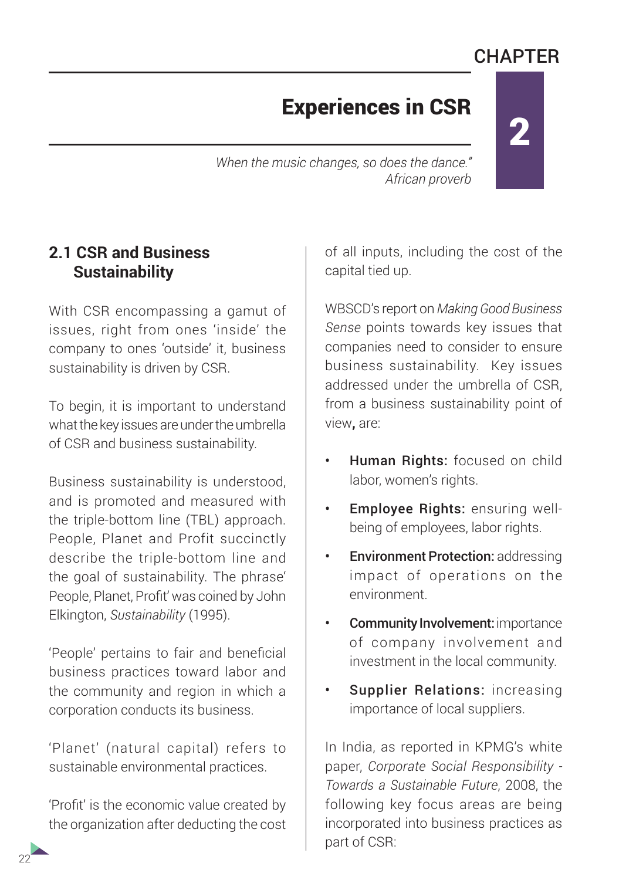CHAPTER 2

# Experiences in CSR

*When the music changes, so does the dance."*
*African proverb*

## 2.1 CSR and Business Sustainability

With CSR encompassing a gamut of issues, right from ones 'inside' the company to ones 'outside' it, business sustainability is driven by CSR.

To begin, it is important to understand what the key issues are under the umbrella of CSR and business sustainability.

Business sustainability is understood, and is promoted and measured with the triple-bottom line (TBL) approach. People, Planet and Profit succinctly describe the triple-bottom line and the goal of sustainability. The phrase' People, Planet, Profit' was coined by John Elkington, *Sustainability* (1995).

'People' pertains to fair and beneficial business practices toward labor and the community and region in which a corporation conducts its business.

'Planet' (natural capital) refers to sustainable environmental practices.

'Profit' is the economic value created by the organization after deducting the cost of all inputs, including the cost of the capital tied up.

WBSCD's report on *Making Good Business Sense* points towards key issues that companies need to consider to ensure business sustainability. Key issues addressed under the umbrella of CSR, from a business sustainability point of view**,** are:

- **Human Rights:** focused on child labor, women's rights.
- **Employee Rights:** ensuring well-being of employees, labor rights.
- **Environment Protection:** addressing impact of operations on the environment.
- **Community Involvement:** importance of company involvement and investment in the local community.
- **Supplier Relations:** increasing importance of local suppliers.

In India, as reported in KPMG's white paper, *Corporate Social Responsibility - Towards a Sustainable Future*, 2008, the following key focus areas are being incorporated into business practices as part of CSR: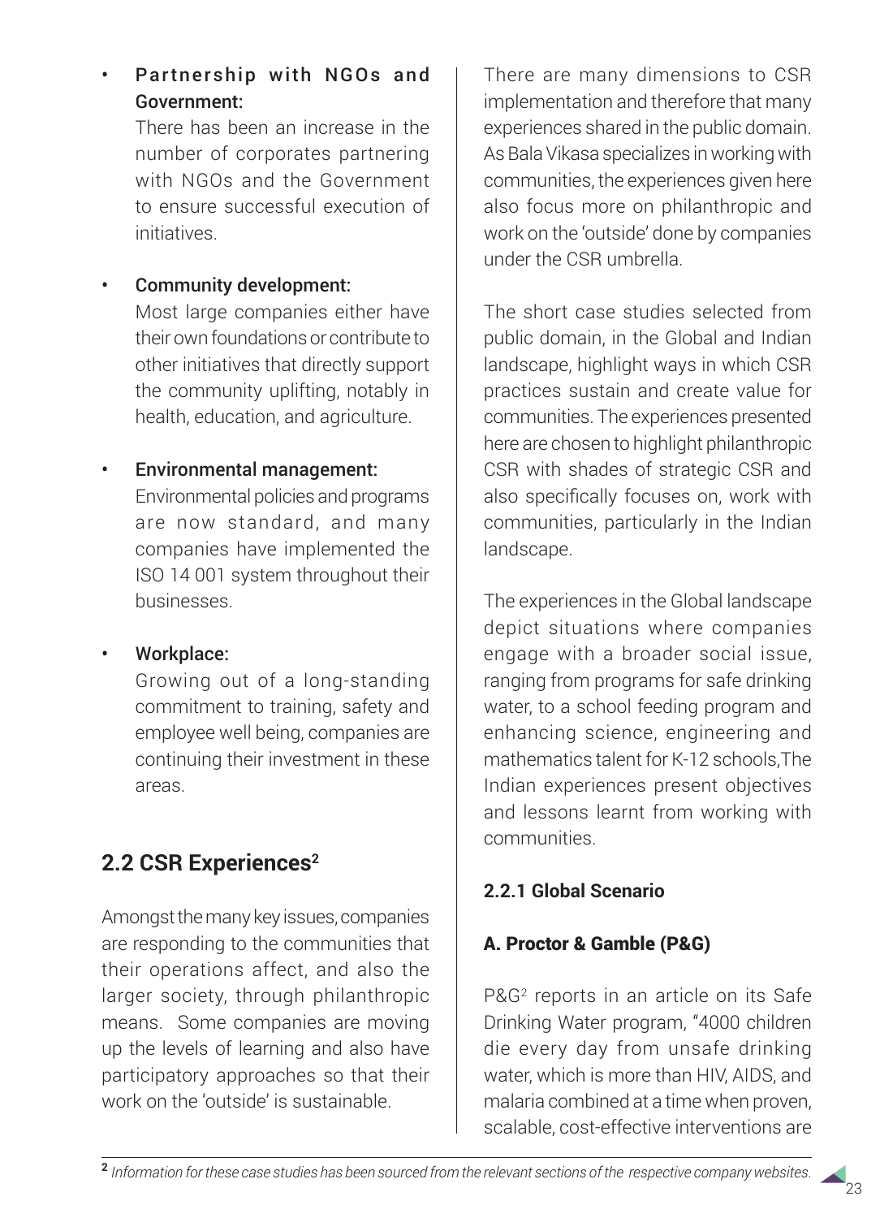- **Partnership with NGOs and Government:**
  There has been an increase in the number of corporates partnering with NGOs and the Government to ensure successful execution of initiatives.

- **Community development:**
  Most large companies either have their own foundations or contribute to other initiatives that directly support the community uplifting, notably in health, education, and agriculture.

- **Environmental management:**
  Environmental policies and programs are now standard, and many companies have implemented the ISO 14 001 system throughout their businesses.

- **Workplace:**
  Growing out of a long-standing commitment to training, safety and employee well being, companies are continuing their investment in these areas.

## 2.2 CSR Experiences[2]

Amongst the many key issues, companies are responding to the communities that their operations affect, and also the larger society, through philanthropic means. Some companies are moving up the levels of learning and also have participatory approaches so that their work on the 'outside' is sustainable.

There are many dimensions to CSR implementation and therefore that many experiences shared in the public domain. As Bala Vikasa specializes in working with communities, the experiences given here also focus more on philanthropic and work on the 'outside' done by companies under the CSR umbrella.

The short case studies selected from public domain, in the Global and Indian landscape, highlight ways in which CSR practices sustain and create value for communities. The experiences presented here are chosen to highlight philanthropic CSR with shades of strategic CSR and also specifically focuses on, work with communities, particularly in the Indian landscape.

The experiences in the Global landscape depict situations where companies engage with a broader social issue, ranging from programs for safe drinking water, to a school feeding program and enhancing science, engineering and mathematics talent for K-12 schools,The Indian experiences present objectives and lessons learnt from working with communities.

### 2.2.1 Global Scenario

#### A. Proctor & Gamble (P&G)

P&G[2] reports in an article on its Safe Drinking Water program, "4000 children die every day from unsafe drinking water, which is more than HIV, AIDS, and malaria combined at a time when proven, scalable, cost-effective interventions are

---

[2] *Information for these case studies has been sourced from the relevant sections of the respective company websites.*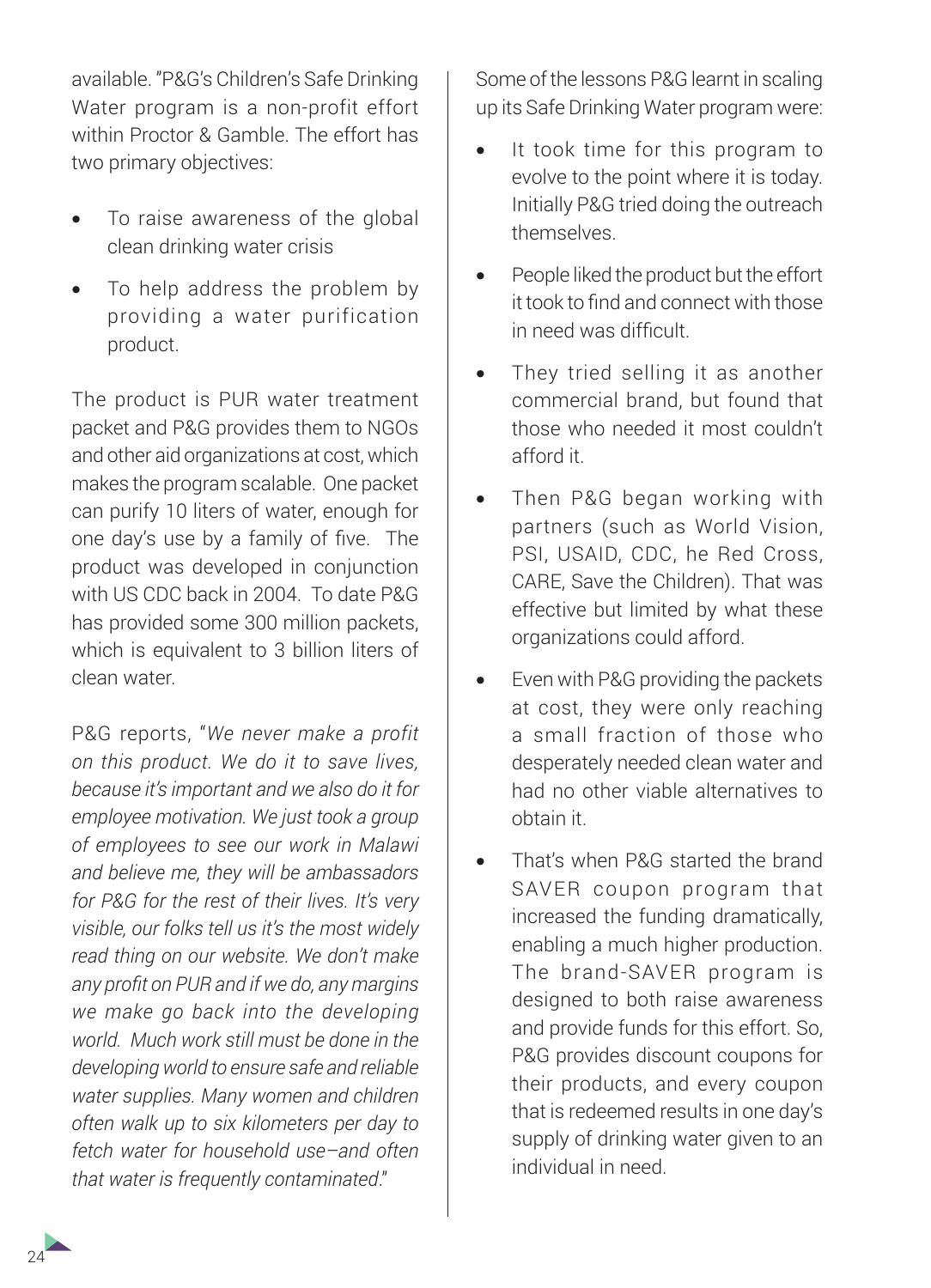available. "P&G's Children's Safe Drinking Water program is a non-profit effort within Proctor & Gamble. The effort has two primary objectives:

- To raise awareness of the global clean drinking water crisis
- To help address the problem by providing a water purification product.

The product is PUR water treatment packet and P&G provides them to NGOs and other aid organizations at cost, which makes the program scalable. One packet can purify 10 liters of water, enough for one day's use by a family of five. The product was developed in conjunction with US CDC back in 2004. To date P&G has provided some 300 million packets, which is equivalent to 3 billion liters of clean water.

P&G reports, "*We never make a profit on this product. We do it to save lives, because it's important and we also do it for employee motivation. We just took a group of employees to see our work in Malawi and believe me, they will be ambassadors for P&G for the rest of their lives. It's very visible, our folks tell us it's the most widely read thing on our website. We don't make any profit on PUR and if we do, any margins we make go back into the developing world. Much work still must be done in the developing world to ensure safe and reliable water supplies. Many women and children often walk up to six kilometers per day to fetch water for household use–and often that water is frequently contaminated*."

Some of the lessons P&G learnt in scaling up its Safe Drinking Water program were:

- It took time for this program to evolve to the point where it is today. Initially P&G tried doing the outreach themselves.
- People liked the product but the effort it took to find and connect with those in need was difficult.
- They tried selling it as another commercial brand, but found that those who needed it most couldn't afford it.
- Then P&G began working with partners (such as World Vision, PSI, USAID, CDC, he Red Cross, CARE, Save the Children). That was effective but limited by what these organizations could afford.
- Even with P&G providing the packets at cost, they were only reaching a small fraction of those who desperately needed clean water and had no other viable alternatives to obtain it.
- That's when P&G started the brand SAVER coupon program that increased the funding dramatically, enabling a much higher production. The brand-SAVER program is designed to both raise awareness and provide funds for this effort. So, P&G provides discount coupons for their products, and every coupon that is redeemed results in one day's supply of drinking water given to an individual in need.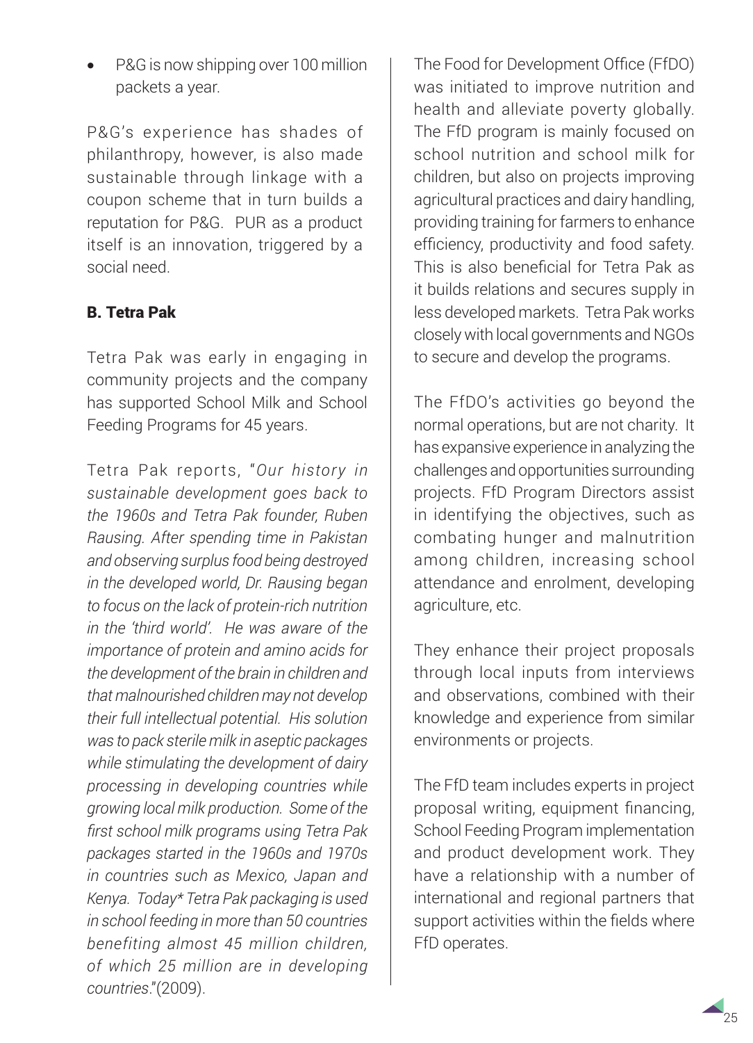- P&G is now shipping over 100 million packets a year.

P&G's experience has shades of philanthropy, however, is also made sustainable through linkage with a coupon scheme that in turn builds a reputation for P&G. PUR as a product itself is an innovation, triggered by a social need.

### B. Tetra Pak

Tetra Pak was early in engaging in community projects and the company has supported School Milk and School Feeding Programs for 45 years.

Tetra Pak reports, "*Our history in sustainable development goes back to the 1960s and Tetra Pak founder, Ruben Rausing. After spending time in Pakistan and observing surplus food being destroyed in the developed world, Dr. Rausing began to focus on the lack of protein-rich nutrition in the 'third world'. He was aware of the importance of protein and amino acids for the development of the brain in children and that malnourished children may not develop their full intellectual potential. His solution was to pack sterile milk in aseptic packages while stimulating the development of dairy processing in developing countries while growing local milk production. Some of the first school milk programs using Tetra Pak packages started in the 1960s and 1970s in countries such as Mexico, Japan and Kenya. Today* Tetra Pak packaging is used in school feeding in more than 50 countries benefiting almost 45 million children, of which 25 million are in developing countries*."(2009).

The Food for Development Office (FfDO) was initiated to improve nutrition and health and alleviate poverty globally. The FfD program is mainly focused on school nutrition and school milk for children, but also on projects improving agricultural practices and dairy handling, providing training for farmers to enhance efficiency, productivity and food safety. This is also beneficial for Tetra Pak as it builds relations and secures supply in less developed markets. Tetra Pak works closely with local governments and NGOs to secure and develop the programs.

The FfDO's activities go beyond the normal operations, but are not charity. It has expansive experience in analyzing the challenges and opportunities surrounding projects. FfD Program Directors assist in identifying the objectives, such as combating hunger and malnutrition among children, increasing school attendance and enrolment, developing agriculture, etc.

They enhance their project proposals through local inputs from interviews and observations, combined with their knowledge and experience from similar environments or projects.

The FfD team includes experts in project proposal writing, equipment financing, School Feeding Program implementation and product development work. They have a relationship with a number of international and regional partners that support activities within the fields where FfD operates.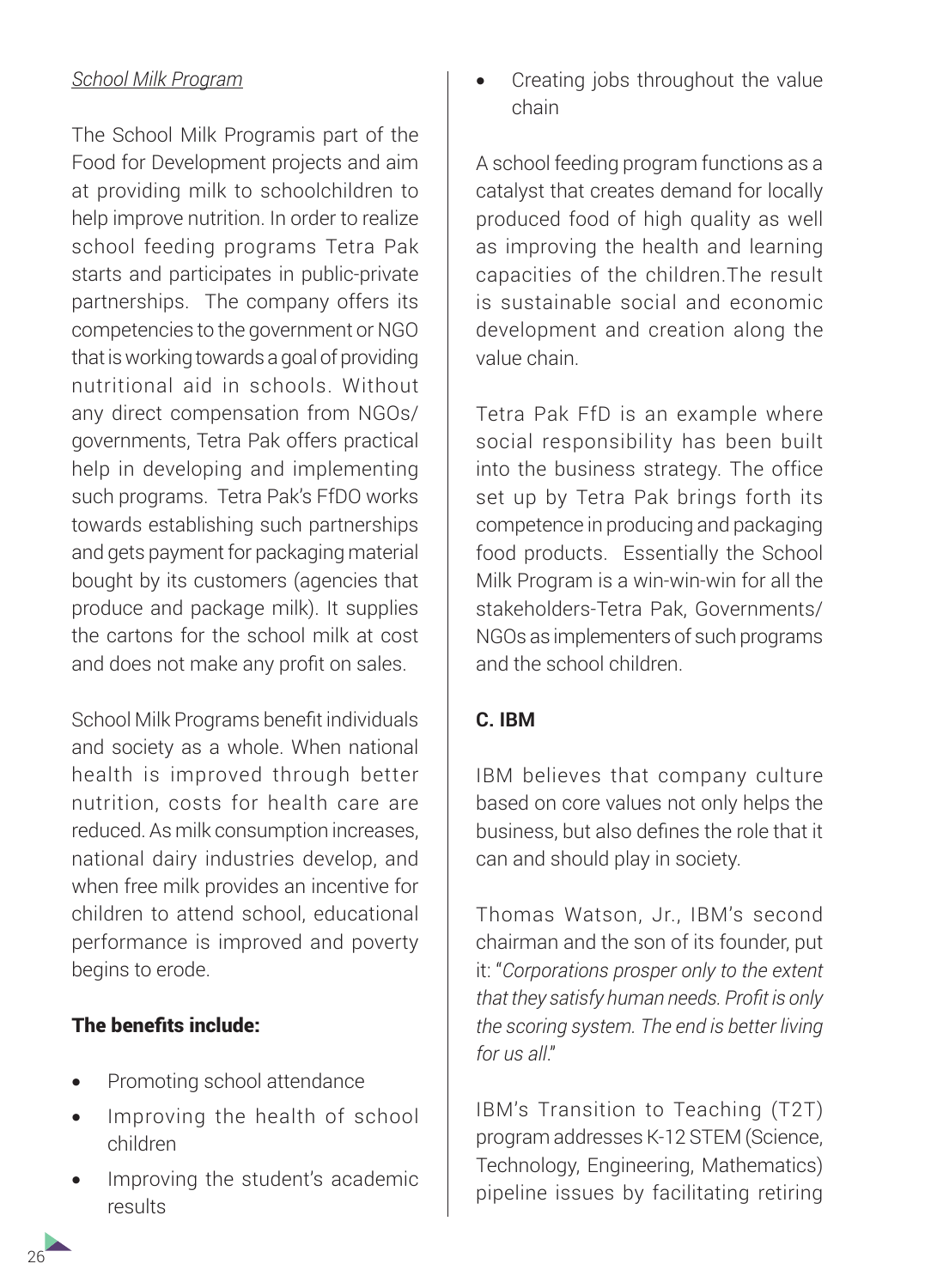*School Milk Program*

The School Milk Programis part of the Food for Development projects and aim at providing milk to schoolchildren to help improve nutrition. In order to realize school feeding programs Tetra Pak starts and participates in public-private partnerships. The company offers its competencies to the government or NGO that is working towards a goal of providing nutritional aid in schools. Without any direct compensation from NGOs/ governments, Tetra Pak offers practical help in developing and implementing such programs. Tetra Pak's FfDO works towards establishing such partnerships and gets payment for packaging material bought by its customers (agencies that produce and package milk). It supplies the cartons for the school milk at cost and does not make any profit on sales.

School Milk Programs benefit individuals and society as a whole. When national health is improved through better nutrition, costs for health care are reduced. As milk consumption increases, national dairy industries develop, and when free milk provides an incentive for children to attend school, educational performance is improved and poverty begins to erode.

**The benefits include:**

- Promoting school attendance
- Improving the health of school children
- Improving the student's academic results
- Creating jobs throughout the value chain

A school feeding program functions as a catalyst that creates demand for locally produced food of high quality as well as improving the health and learning capacities of the children.The result is sustainable social and economic development and creation along the value chain.

Tetra Pak FfD is an example where social responsibility has been built into the business strategy. The office set up by Tetra Pak brings forth its competence in producing and packaging food products. Essentially the School Milk Program is a win-win-win for all the stakeholders-Tetra Pak, Governments/ NGOs as implementers of such programs and the school children.

### C. IBM

IBM believes that company culture based on core values not only helps the business, but also defines the role that it can and should play in society.

Thomas Watson, Jr., IBM's second chairman and the son of its founder, put it: "*Corporations prosper only to the extent that they satisfy human needs. Profit is only the scoring system. The end is better living for us all*."

IBM's Transition to Teaching (T2T) program addresses K-12 STEM (Science, Technology, Engineering, Mathematics) pipeline issues by facilitating retiring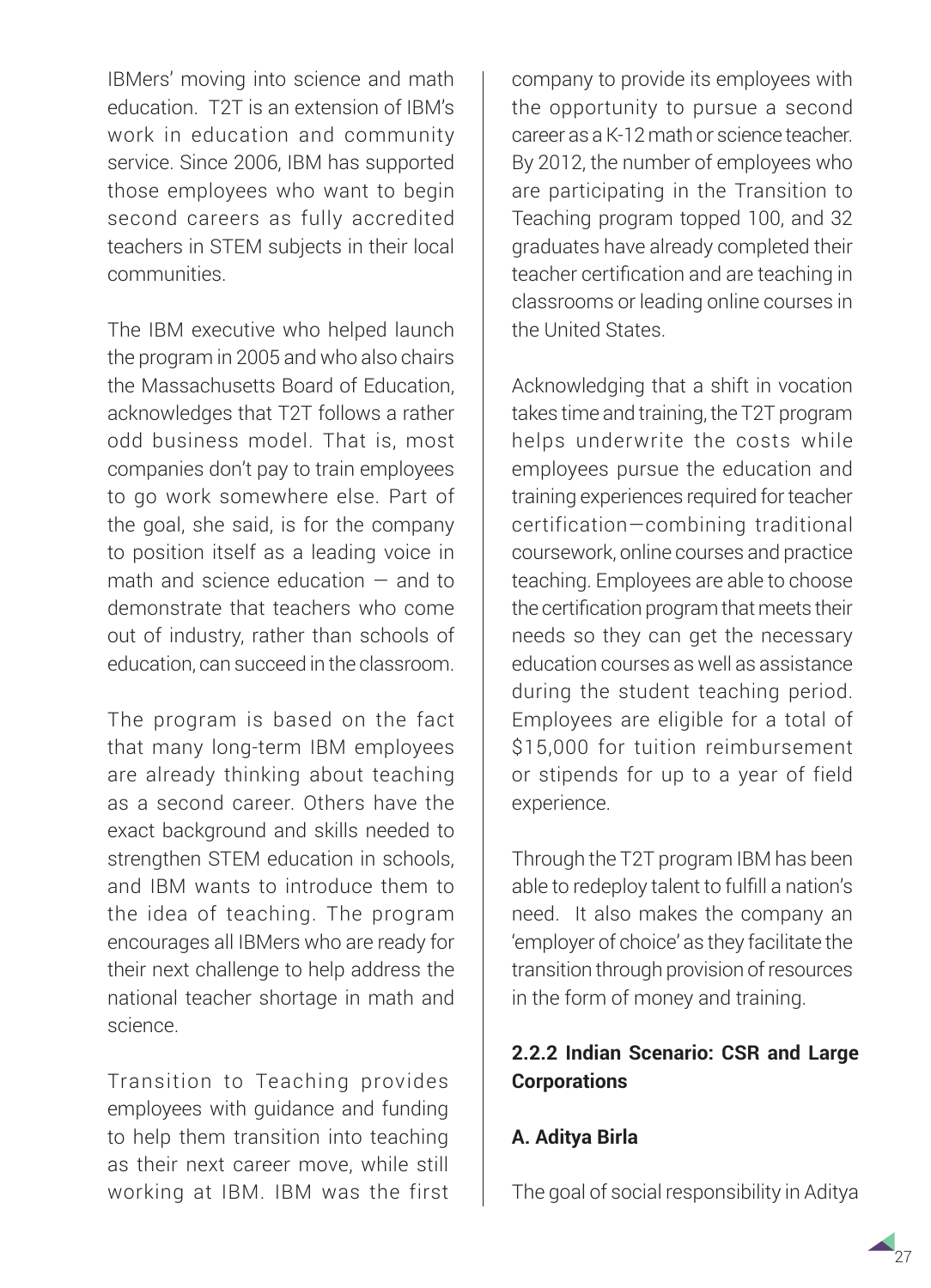IBMers' moving into science and math education. T2T is an extension of IBM's work in education and community service. Since 2006, IBM has supported those employees who want to begin second careers as fully accredited teachers in STEM subjects in their local communities.

The IBM executive who helped launch the program in 2005 and who also chairs the Massachusetts Board of Education, acknowledges that T2T follows a rather odd business model. That is, most companies don't pay to train employees to go work somewhere else. Part of the goal, she said, is for the company to position itself as a leading voice in math and science education — and to demonstrate that teachers who come out of industry, rather than schools of education, can succeed in the classroom.

The program is based on the fact that many long-term IBM employees are already thinking about teaching as a second career. Others have the exact background and skills needed to strengthen STEM education in schools, and IBM wants to introduce them to the idea of teaching. The program encourages all IBMers who are ready for their next challenge to help address the national teacher shortage in math and science.

Transition to Teaching provides employees with guidance and funding to help them transition into teaching as their next career move, while still working at IBM. IBM was the first company to provide its employees with the opportunity to pursue a second career as a K-12 math or science teacher. By 2012, the number of employees who are participating in the Transition to Teaching program topped 100, and 32 graduates have already completed their teacher certification and are teaching in classrooms or leading online courses in the United States.

Acknowledging that a shift in vocation takes time and training, the T2T program helps underwrite the costs while employees pursue the education and training experiences required for teacher certification—combining traditional coursework, online courses and practice teaching. Employees are able to choose the certification program that meets their needs so they can get the necessary education courses as well as assistance during the student teaching period. Employees are eligible for a total of $15,000 for tuition reimbursement or stipends for up to a year of field experience.

Through the T2T program IBM has been able to redeploy talent to fulfill a nation's need. It also makes the company an 'employer of choice' as they facilitate the transition through provision of resources in the form of money and training.

### 2.2.2 Indian Scenario: CSR and Large Corporations

#### A. Aditya Birla

The goal of social responsibility in Aditya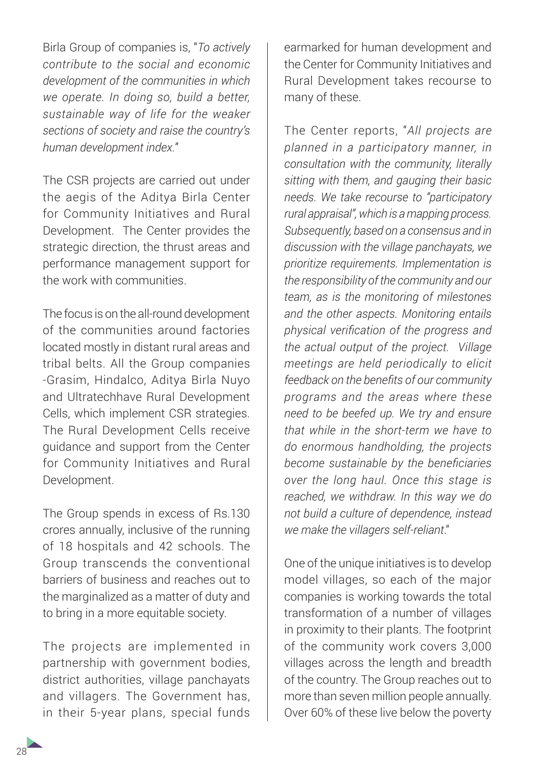Birla Group of companies is, "*To actively contribute to the social and economic development of the communities in which we operate. In doing so, build a better, sustainable way of life for the weaker sections of society and raise the country's human development index.*"

The CSR projects are carried out under the aegis of the Aditya Birla Center for Community Initiatives and Rural Development. The Center provides the strategic direction, the thrust areas and performance management support for the work with communities.

The focus is on the all-round development of the communities around factories located mostly in distant rural areas and tribal belts. All the Group companies -Grasim, Hindalco, Aditya Birla Nuyo and Ultratechhave Rural Development Cells, which implement CSR strategies. The Rural Development Cells receive guidance and support from the Center for Community Initiatives and Rural Development.

The Group spends in excess of Rs.130 crores annually, inclusive of the running of 18 hospitals and 42 schools. The Group transcends the conventional barriers of business and reaches out to the marginalized as a matter of duty and to bring in a more equitable society.

The projects are implemented in partnership with government bodies, district authorities, village panchayats and villagers. The Government has, in their 5-year plans, special funds earmarked for human development and the Center for Community Initiatives and Rural Development takes recourse to many of these.

The Center reports, "*All projects are planned in a participatory manner, in consultation with the community, literally sitting with them, and gauging their basic needs. We take recourse to "participatory rural appraisal", which is a mapping process. Subsequently, based on a consensus and in discussion with the village panchayats, we prioritize requirements. Implementation is the responsibility of the community and our team, as is the monitoring of milestones and the other aspects. Monitoring entails physical verification of the progress and the actual output of the project. Village meetings are held periodically to elicit feedback on the benefits of our community programs and the areas where these need to be beefed up. We try and ensure that while in the short-term we have to do enormous handholding, the projects become sustainable by the beneficiaries over the long haul. Once this stage is reached, we withdraw. In this way we do not build a culture of dependence, instead we make the villagers self-reliant.*"

One of the unique initiatives is to develop model villages, so each of the major companies is working towards the total transformation of a number of villages in proximity to their plants. The footprint of the community work covers 3,000 villages across the length and breadth of the country. The Group reaches out to more than seven million people annually. Over 60% of these live below the poverty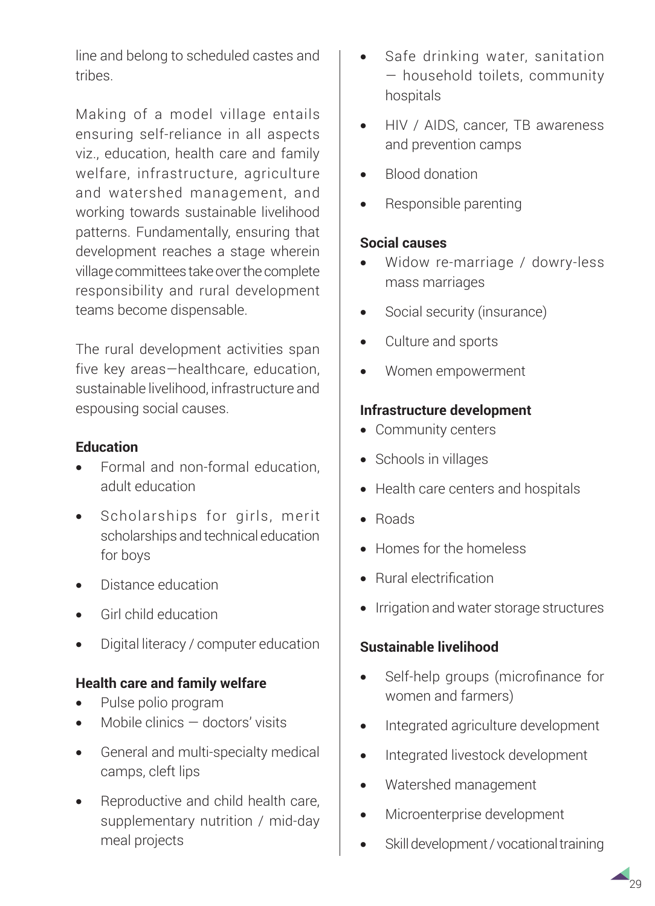line and belong to scheduled castes and tribes.

Making of a model village entails ensuring self-reliance in all aspects viz., education, health care and family welfare, infrastructure, agriculture and watershed management, and working towards sustainable livelihood patterns. Fundamentally, ensuring that development reaches a stage wherein village committees take over the complete responsibility and rural development teams become dispensable.

The rural development activities span five key areas—healthcare, education, sustainable livelihood, infrastructure and espousing social causes.

**Education**

- Formal and non-formal education, adult education
- Scholarships for girls, merit scholarships and technical education for boys
- Distance education
- Girl child education
- Digital literacy / computer education

**Health care and family welfare**

- Pulse polio program
- Mobile clinics — doctors' visits
- General and multi-specialty medical camps, cleft lips
- Reproductive and child health care, supplementary nutrition / mid-day meal projects
- Safe drinking water, sanitation — household toilets, community hospitals
- HIV / AIDS, cancer, TB awareness and prevention camps
- Blood donation
- Responsible parenting

**Social causes**

- Widow re-marriage / dowry-less mass marriages
- Social security (insurance)
- Culture and sports
- Women empowerment

**Infrastructure development**

- Community centers
- Schools in villages
- Health care centers and hospitals
- Roads
- Homes for the homeless
- Rural electrification
- Irrigation and water storage structures

**Sustainable livelihood**

- Self-help groups (microfinance for women and farmers)
- Integrated agriculture development
- Integrated livestock development
- Watershed management
- Microenterprise development
- Skill development / vocational training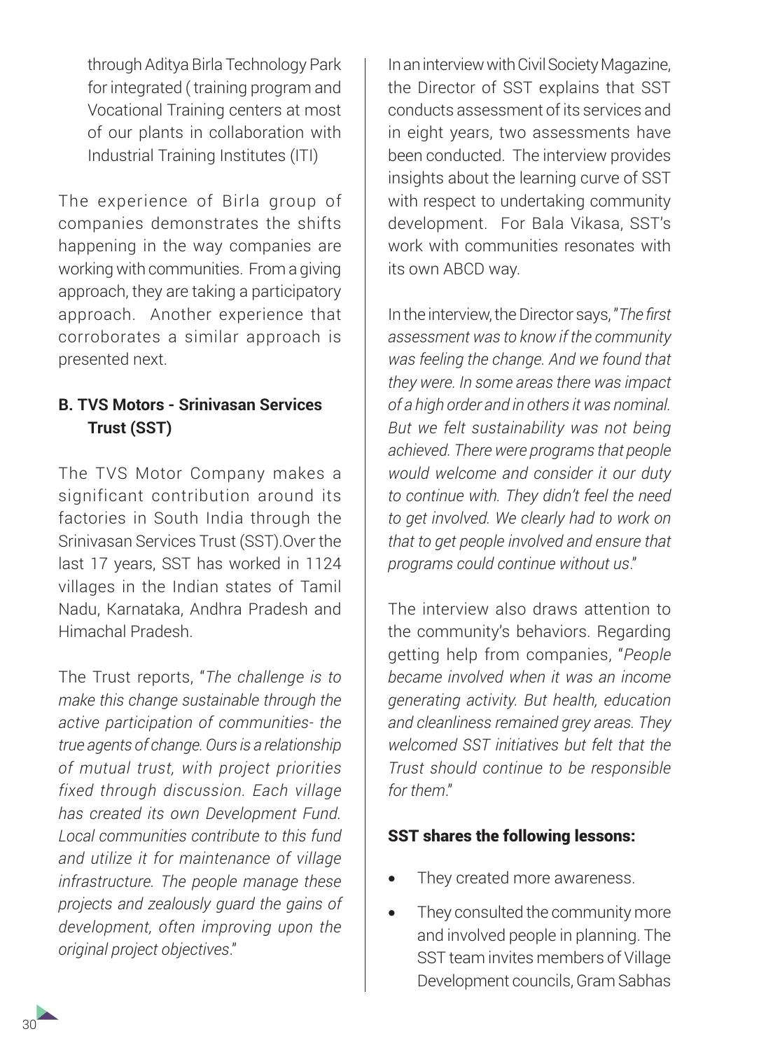through Aditya Birla Technology Park for integrated ( training program and Vocational Training centers at most of our plants in collaboration with Industrial Training Institutes (ITI)

The experience of Birla group of companies demonstrates the shifts happening in the way companies are working with communities. From a giving approach, they are taking a participatory approach. Another experience that corroborates a similar approach is presented next.

### B. TVS Motors - Srinivasan Services Trust (SST)

The TVS Motor Company makes a significant contribution around its factories in South India through the Srinivasan Services Trust (SST).Over the last 17 years, SST has worked in 1124 villages in the Indian states of Tamil Nadu, Karnataka, Andhra Pradesh and Himachal Pradesh.

The Trust reports, "*The challenge is to make this change sustainable through the active participation of communities- the true agents of change. Ours is a relationship of mutual trust, with project priorities fixed through discussion. Each village has created its own Development Fund. Local communities contribute to this fund and utilize it for maintenance of village infrastructure. The people manage these projects and zealously guard the gains of development, often improving upon the original project objectives*."

In an interview with Civil Society Magazine, the Director of SST explains that SST conducts assessment of its services and in eight years, two assessments have been conducted. The interview provides insights about the learning curve of SST with respect to undertaking community development. For Bala Vikasa, SST's work with communities resonates with its own ABCD way.

In the interview, the Director says, "*The first assessment was to know if the community was feeling the change. And we found that they were. In some areas there was impact of a high order and in others it was nominal. But we felt sustainability was not being achieved. There were programs that people would welcome and consider it our duty to continue with. They didn't feel the need to get involved. We clearly had to work on that to get people involved and ensure that programs could continue without us*."

The interview also draws attention to the community's behaviors. Regarding getting help from companies, "*People became involved when it was an income generating activity. But health, education and cleanliness remained grey areas. They welcomed SST initiatives but felt that the Trust should continue to be responsible for them*."

**SST shares the following lessons:**

- They created more awareness.
- They consulted the community more and involved people in planning. The SST team invites members of Village Development councils, Gram Sabhas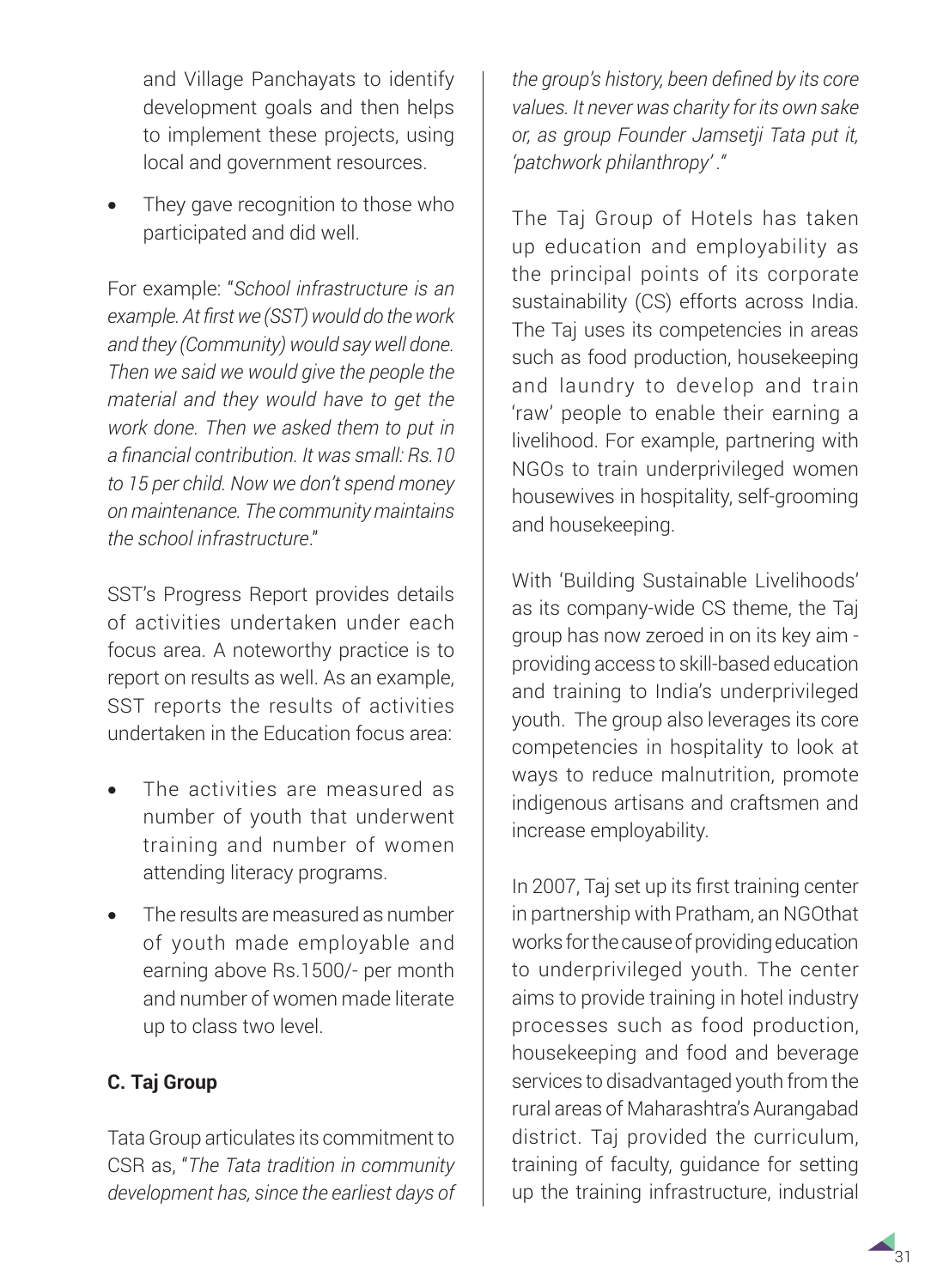and Village Panchayats to identify development goals and then helps to implement these projects, using local and government resources.

- They gave recognition to those who participated and did well.

For example: "*School infrastructure is an example. At first we (SST) would do the work and they (Community) would say well done. Then we said we would give the people the material and they would have to get the work done. Then we asked them to put in a financial contribution. It was small: Rs.10 to 15 per child. Now we don't spend money on maintenance. The community maintains the school infrastructure*."

SST's Progress Report provides details of activities undertaken under each focus area. A noteworthy practice is to report on results as well. As an example, SST reports the results of activities undertaken in the Education focus area:

- The activities are measured as number of youth that underwent training and number of women attending literacy programs.
- The results are measured as number of youth made employable and earning above Rs.1500/- per month and number of women made literate up to class two level.

**C. Taj Group**

Tata Group articulates its commitment to CSR as, "*The Tata tradition in community development has, since the earliest days of the group's history, been defined by its core values. It never was charity for its own sake or, as group Founder Jamsetji Tata put it, 'patchwork philanthropy'* ."

The Taj Group of Hotels has taken up education and employability as the principal points of its corporate sustainability (CS) efforts across India. The Taj uses its competencies in areas such as food production, housekeeping and laundry to develop and train 'raw' people to enable their earning a livelihood. For example, partnering with NGOs to train underprivileged women housewives in hospitality, self-grooming and housekeeping.

With 'Building Sustainable Livelihoods' as its company-wide CS theme, the Taj group has now zeroed in on its key aim - providing access to skill-based education and training to India's underprivileged youth. The group also leverages its core competencies in hospitality to look at ways to reduce malnutrition, promote indigenous artisans and craftsmen and increase employability.

In 2007, Taj set up its first training center in partnership with Pratham, an NGOthat works for the cause of providing education to underprivileged youth. The center aims to provide training in hotel industry processes such as food production, housekeeping and food and beverage services to disadvantaged youth from the rural areas of Maharashtra's Aurangabad district. Taj provided the curriculum, training of faculty, guidance for setting up the training infrastructure, industrial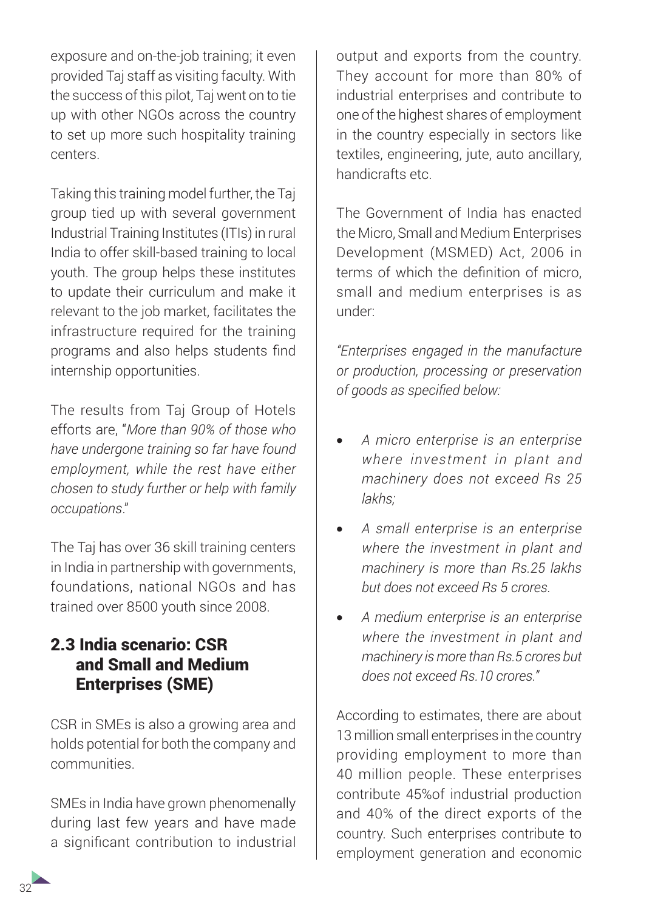exposure and on-the-job training; it even provided Taj staff as visiting faculty. With the success of this pilot, Taj went on to tie up with other NGOs across the country to set up more such hospitality training centers.

Taking this training model further, the Taj group tied up with several government Industrial Training Institutes (ITIs) in rural India to offer skill-based training to local youth. The group helps these institutes to update their curriculum and make it relevant to the job market, facilitates the infrastructure required for the training programs and also helps students find internship opportunities.

The results from Taj Group of Hotels efforts are, "*More than 90% of those who have undergone training so far have found employment, while the rest have either chosen to study further or help with family occupations*."

The Taj has over 36 skill training centers in India in partnership with governments, foundations, national NGOs and has trained over 8500 youth since 2008.

## 2.3 India scenario: CSR and Small and Medium Enterprises (SME)

CSR in SMEs is also a growing area and holds potential for both the company and communities.

SMEs in India have grown phenomenally during last few years and have made a significant contribution to industrial output and exports from the country. They account for more than 80% of industrial enterprises and contribute to one of the highest shares of employment in the country especially in sectors like textiles, engineering, jute, auto ancillary, handicrafts etc.

The Government of India has enacted the Micro, Small and Medium Enterprises Development (MSMED) Act, 2006 in terms of which the definition of micro, small and medium enterprises is as under:

*"Enterprises engaged in the manufacture or production, processing or preservation of goods as specified below:*

- *A micro enterprise is an enterprise where investment in plant and machinery does not exceed Rs 25 lakhs;*
- *A small enterprise is an enterprise where the investment in plant and machinery is more than Rs.25 lakhs but does not exceed Rs 5 crores.*
- *A medium enterprise is an enterprise where the investment in plant and machinery is more than Rs.5 crores but does not exceed Rs.10 crores."*

According to estimates, there are about 13 million small enterprises in the country providing employment to more than 40 million people. These enterprises contribute 45%of industrial production and 40% of the direct exports of the country. Such enterprises contribute to employment generation and economic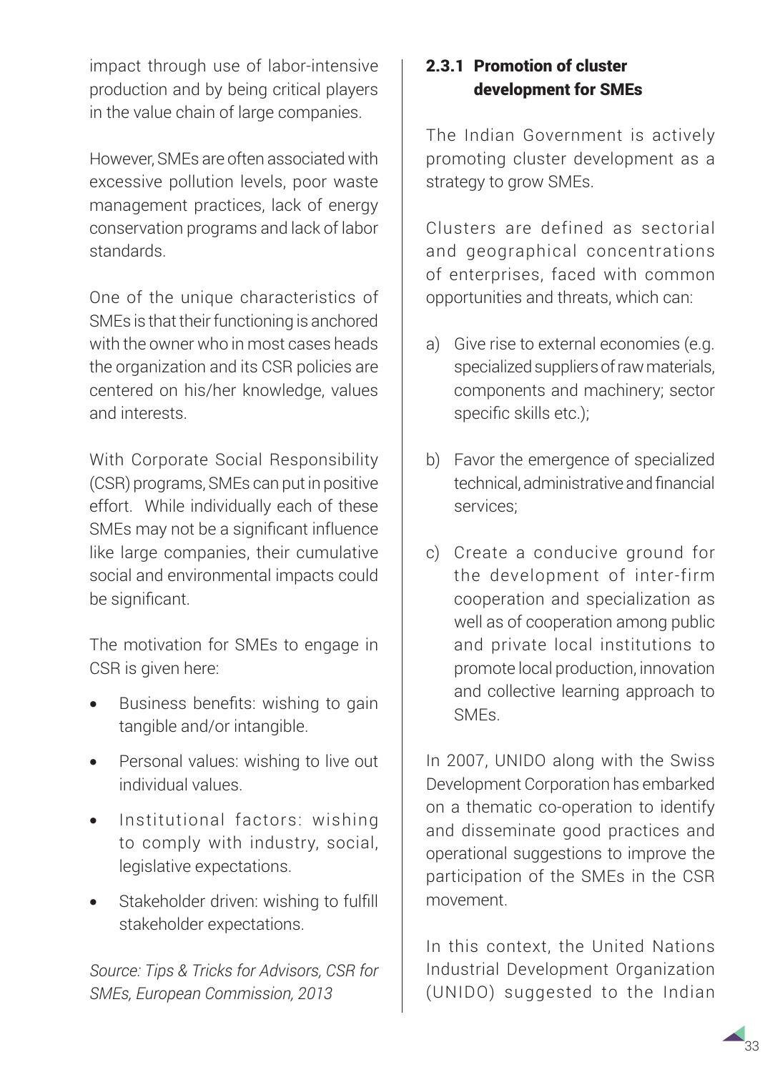impact through use of labor-intensive production and by being critical players in the value chain of large companies.

However, SMEs are often associated with excessive pollution levels, poor waste management practices, lack of energy conservation programs and lack of labor standards.

One of the unique characteristics of SMEs is that their functioning is anchored with the owner who in most cases heads the organization and its CSR policies are centered on his/her knowledge, values and interests.

With Corporate Social Responsibility (CSR) programs, SMEs can put in positive effort. While individually each of these SMEs may not be a significant influence like large companies, their cumulative social and environmental impacts could be significant.

The motivation for SMEs to engage in CSR is given here:

- Business benefits: wishing to gain tangible and/or intangible.
- Personal values: wishing to live out individual values.
- Institutional factors: wishing to comply with industry, social, legislative expectations.
- Stakeholder driven: wishing to fulfill stakeholder expectations.

*Source: Tips & Tricks for Advisors, CSR for SMEs, European Commission, 2013*

### 2.3.1 Promotion of cluster development for SMEs

The Indian Government is actively promoting cluster development as a strategy to grow SMEs.

Clusters are defined as sectorial and geographical concentrations of enterprises, faced with common opportunities and threats, which can:

a) Give rise to external economies (e.g. specialized suppliers of raw materials, components and machinery; sector specific skills etc.);

b) Favor the emergence of specialized technical, administrative and financial services;

c) Create a conducive ground for the development of inter-firm cooperation and specialization as well as of cooperation among public and private local institutions to promote local production, innovation and collective learning approach to SMEs.

In 2007, UNIDO along with the Swiss Development Corporation has embarked on a thematic co-operation to identify and disseminate good practices and operational suggestions to improve the participation of the SMEs in the CSR movement.

In this context, the United Nations Industrial Development Organization (UNIDO) suggested to the Indian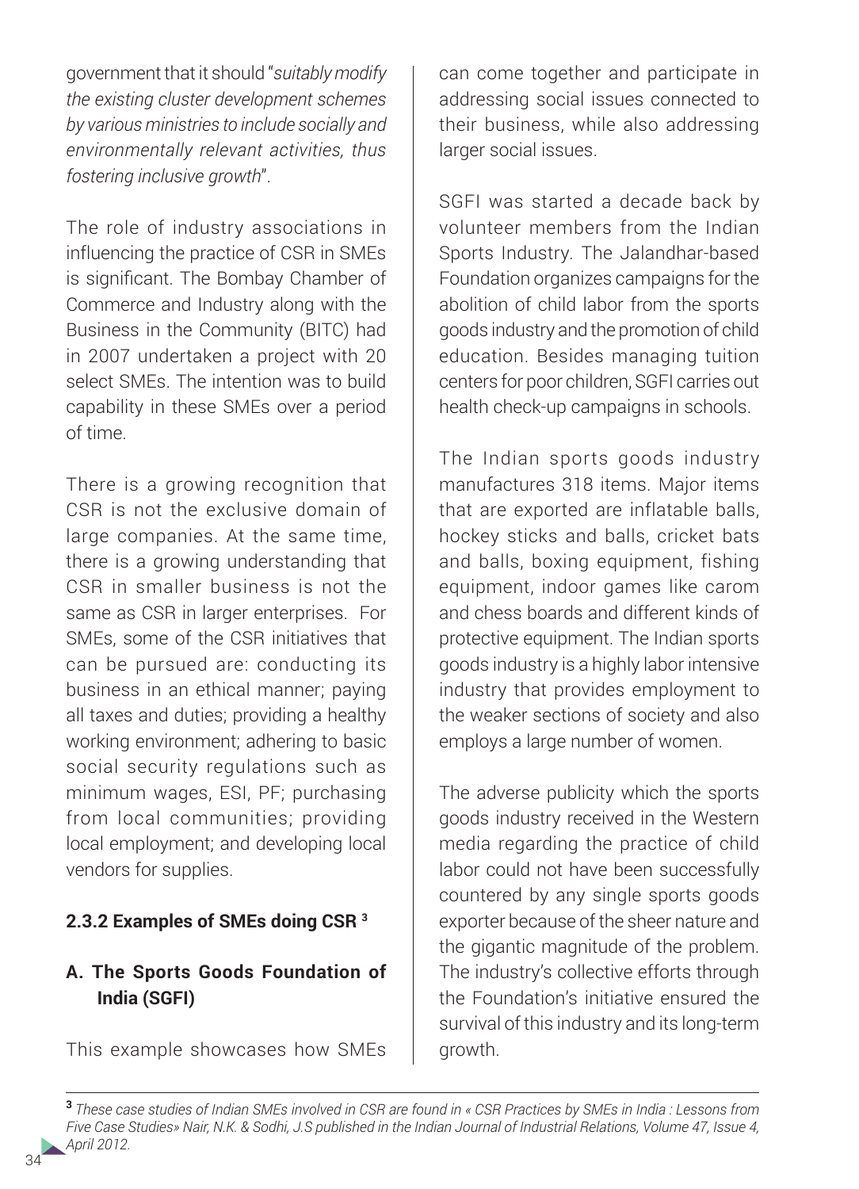government that it should "*suitably modify the existing cluster development schemes by various ministries to include socially and environmentally relevant activities, thus fostering inclusive growth*".

The role of industry associations in influencing the practice of CSR in SMEs is significant. The Bombay Chamber of Commerce and Industry along with the Business in the Community (BITC) had in 2007 undertaken a project with 20 select SMEs. The intention was to build capability in these SMEs over a period of time.

There is a growing recognition that CSR is not the exclusive domain of large companies. At the same time, there is a growing understanding that CSR in smaller business is not the same as CSR in larger enterprises. For SMEs, some of the CSR initiatives that can be pursued are: conducting its business in an ethical manner; paying all taxes and duties; providing a healthy working environment; adhering to basic social security regulations such as minimum wages, ESI, PF; purchasing from local communities; providing local employment; and developing local vendors for supplies.

### 2.3.2 Examples of SMEs doing CSR [3]

#### A. The Sports Goods Foundation of India (SGFI)

This example showcases how SMEs can come together and participate in addressing social issues connected to their business, while also addressing larger social issues.

SGFI was started a decade back by volunteer members from the Indian Sports Industry. The Jalandhar-based Foundation organizes campaigns for the abolition of child labor from the sports goods industry and the promotion of child education. Besides managing tuition centers for poor children, SGFI carries out health check-up campaigns in schools.

The Indian sports goods industry manufactures 318 items. Major items that are exported are inflatable balls, hockey sticks and balls, cricket bats and balls, boxing equipment, fishing equipment, indoor games like carom and chess boards and different kinds of protective equipment. The Indian sports goods industry is a highly labor intensive industry that provides employment to the weaker sections of society and also employs a large number of women.

The adverse publicity which the sports goods industry received in the Western media regarding the practice of child labor could not have been successfully countered by any single sports goods exporter because of the sheer nature and the gigantic magnitude of the problem. The industry's collective efforts through the Foundation's initiative ensured the survival of this industry and its long-term growth.

---

[3] *These case studies of Indian SMEs involved in CSR are found in « CSR Practices by SMEs in India : Lessons from Five Case Studies» Nair, N.K. & Sodhi, J.S published in the Indian Journal of Industrial Relations, Volume 47, Issue 4, April 2012.*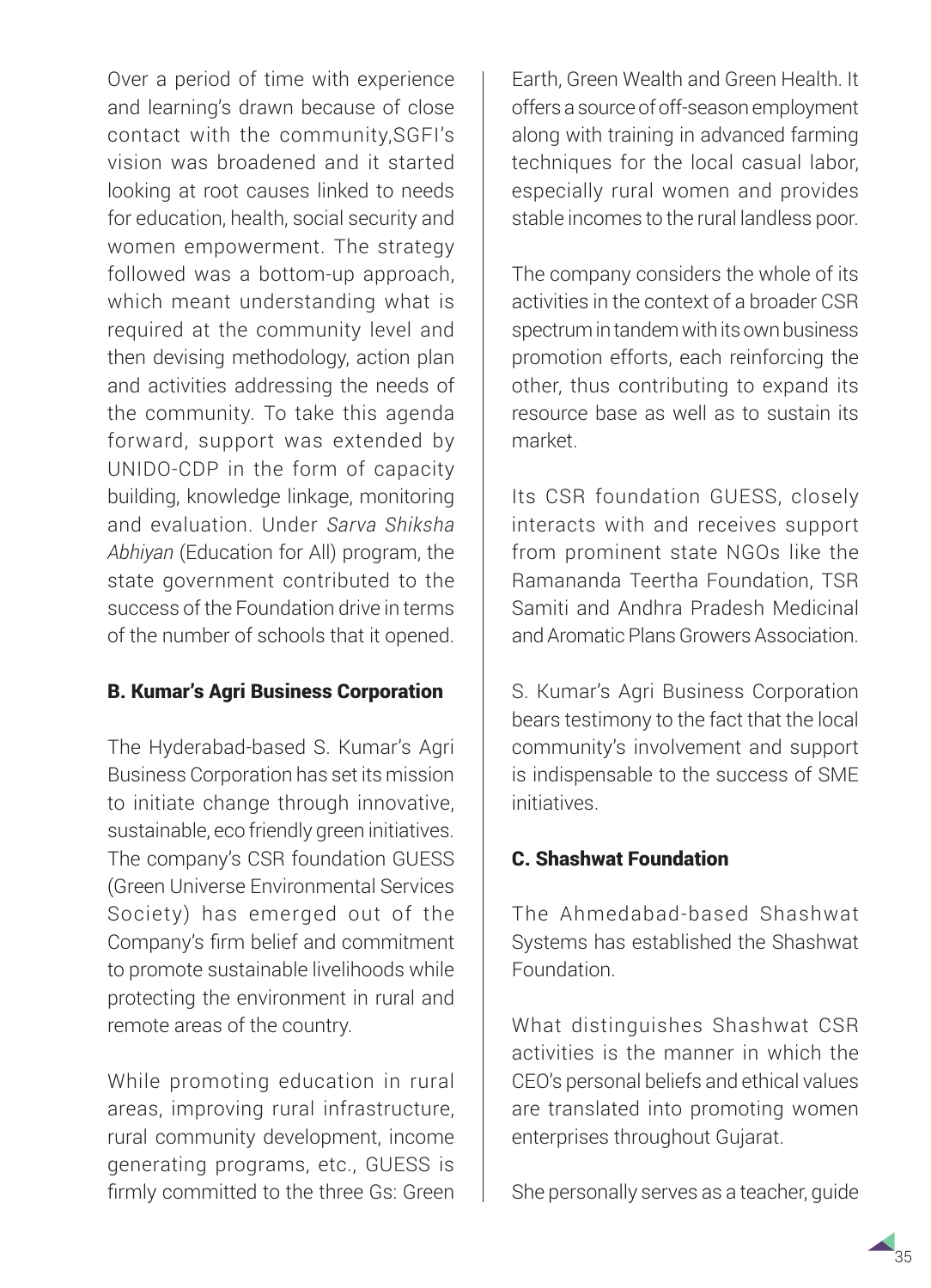Over a period of time with experience and learning's drawn because of close contact with the community,SGFI's vision was broadened and it started looking at root causes linked to needs for education, health, social security and women empowerment. The strategy followed was a bottom-up approach, which meant understanding what is required at the community level and then devising methodology, action plan and activities addressing the needs of the community. To take this agenda forward, support was extended by UNIDO-CDP in the form of capacity building, knowledge linkage, monitoring and evaluation. Under *Sarva Shiksha Abhiyan* (Education for All) program, the state government contributed to the success of the Foundation drive in terms of the number of schools that it opened.

### B. Kumar's Agri Business Corporation

The Hyderabad-based S. Kumar's Agri Business Corporation has set its mission to initiate change through innovative, sustainable, eco friendly green initiatives. The company's CSR foundation GUESS (Green Universe Environmental Services Society) has emerged out of the Company's firm belief and commitment to promote sustainable livelihoods while protecting the environment in rural and remote areas of the country.

While promoting education in rural areas, improving rural infrastructure, rural community development, income generating programs, etc., GUESS is firmly committed to the three Gs: Green Earth, Green Wealth and Green Health. It offers a source of off-season employment along with training in advanced farming techniques for the local casual labor, especially rural women and provides stable incomes to the rural landless poor.

The company considers the whole of its activities in the context of a broader CSR spectrum in tandem with its own business promotion efforts, each reinforcing the other, thus contributing to expand its resource base as well as to sustain its market.

Its CSR foundation GUESS, closely interacts with and receives support from prominent state NGOs like the Ramananda Teertha Foundation, TSR Samiti and Andhra Pradesh Medicinal and Aromatic Plans Growers Association.

S. Kumar's Agri Business Corporation bears testimony to the fact that the local community's involvement and support is indispensable to the success of SME initiatives.

### C. Shashwat Foundation

The Ahmedabad-based Shashwat Systems has established the Shashwat Foundation.

What distinguishes Shashwat CSR activities is the manner in which the CEO's personal beliefs and ethical values are translated into promoting women enterprises throughout Gujarat.

She personally serves as a teacher, guide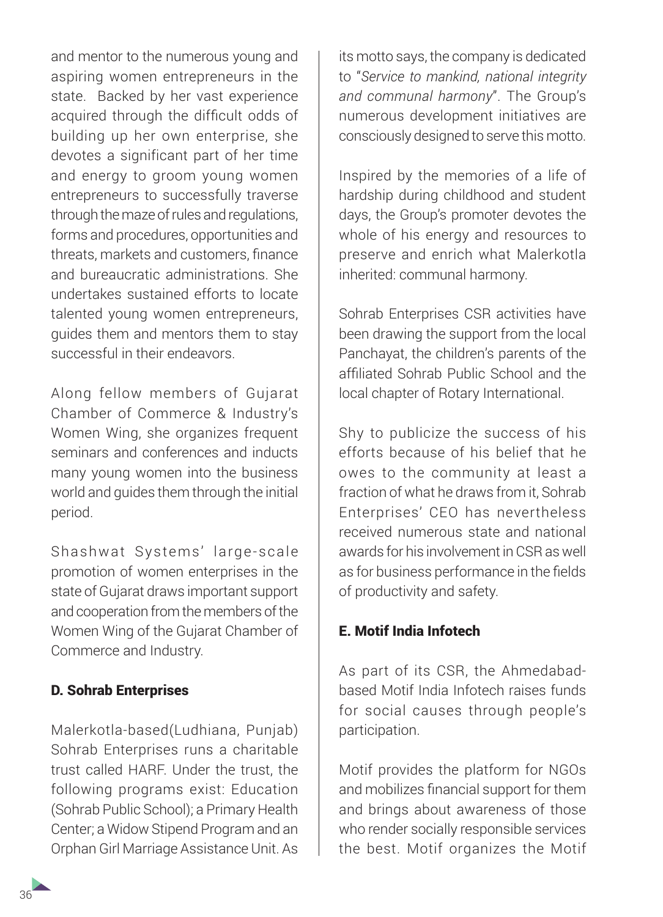and mentor to the numerous young and aspiring women entrepreneurs in the state. Backed by her vast experience acquired through the difficult odds of building up her own enterprise, she devotes a significant part of her time and energy to groom young women entrepreneurs to successfully traverse through the maze of rules and regulations, forms and procedures, opportunities and threats, markets and customers, finance and bureaucratic administrations. She undertakes sustained efforts to locate talented young women entrepreneurs, guides them and mentors them to stay successful in their endeavors.

Along fellow members of Gujarat Chamber of Commerce & Industry's Women Wing, she organizes frequent seminars and conferences and inducts many young women into the business world and guides them through the initial period.

Shashwat Systems' large-scale promotion of women enterprises in the state of Gujarat draws important support and cooperation from the members of the Women Wing of the Gujarat Chamber of Commerce and Industry.

### D. Sohrab Enterprises

Malerkotla-based(Ludhiana, Punjab) Sohrab Enterprises runs a charitable trust called HARF. Under the trust, the following programs exist: Education (Sohrab Public School); a Primary Health Center; a Widow Stipend Program and an Orphan Girl Marriage Assistance Unit. As its motto says, the company is dedicated to "*Service to mankind, national integrity and communal harmony*". The Group's numerous development initiatives are consciously designed to serve this motto.

Inspired by the memories of a life of hardship during childhood and student days, the Group's promoter devotes the whole of his energy and resources to preserve and enrich what Malerkotla inherited: communal harmony.

Sohrab Enterprises CSR activities have been drawing the support from the local Panchayat, the children's parents of the affiliated Sohrab Public School and the local chapter of Rotary International.

Shy to publicize the success of his efforts because of his belief that he owes to the community at least a fraction of what he draws from it, Sohrab Enterprises' CEO has nevertheless received numerous state and national awards for his involvement in CSR as well as for business performance in the fields of productivity and safety.

### E. Motif India Infotech

As part of its CSR, the Ahmedabad-based Motif India Infotech raises funds for social causes through people's participation.

Motif provides the platform for NGOs and mobilizes financial support for them and brings about awareness of those who render socially responsible services the best. Motif organizes the Motif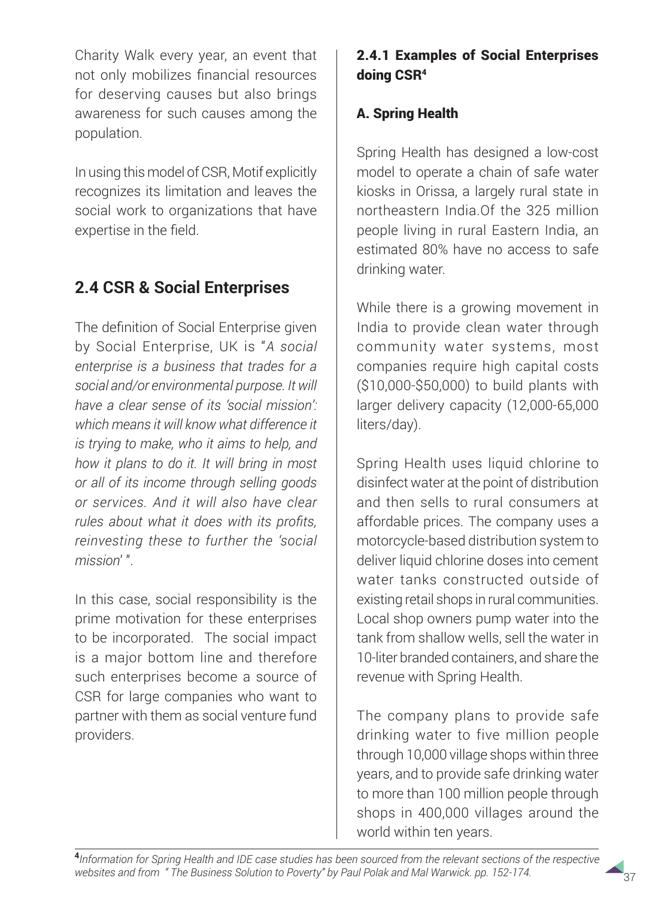Charity Walk every year, an event that not only mobilizes financial resources for deserving causes but also brings awareness for such causes among the population.

In using this model of CSR, Motif explicitly recognizes its limitation and leaves the social work to organizations that have expertise in the field.

## 2.4 CSR & Social Enterprises

The definition of Social Enterprise given by Social Enterprise, UK is "*A social enterprise is a business that trades for a social and/or environmental purpose. It will have a clear sense of its 'social mission': which means it will know what difference it is trying to make, who it aims to help, and how it plans to do it. It will bring in most or all of its income through selling goods or services. And it will also have clear rules about what it does with its profits, reinvesting these to further the 'social mission'* ".

In this case, social responsibility is the prime motivation for these enterprises to be incorporated. The social impact is a major bottom line and therefore such enterprises become a source of CSR for large companies who want to partner with them as social venture fund providers.

### 2.4.1 Examples of Social Enterprises doing CSR[4]

#### A. Spring Health

Spring Health has designed a low-cost model to operate a chain of safe water kiosks in Orissa, a largely rural state in northeastern India.Of the 325 million people living in rural Eastern India, an estimated 80% have no access to safe drinking water.

While there is a growing movement in India to provide clean water through community water systems, most companies require high capital costs ($10,000-$50,000) to build plants with larger delivery capacity (12,000-65,000 liters/day).

Spring Health uses liquid chlorine to disinfect water at the point of distribution and then sells to rural consumers at affordable prices. The company uses a motorcycle-based distribution system to deliver liquid chlorine doses into cement water tanks constructed outside of existing retail shops in rural communities. Local shop owners pump water into the tank from shallow wells, sell the water in 10-liter branded containers, and share the revenue with Spring Health.

The company plans to provide safe drinking water to five million people through 10,000 village shops within three years, and to provide safe drinking water to more than 100 million people through shops in 400,000 villages around the world within ten years.

[4] *Information for Spring Health and IDE case studies has been sourced from the relevant sections of the respective websites and from " The Business Solution to Poverty" by Paul Polak and Mal Warwick. pp. 152-174.*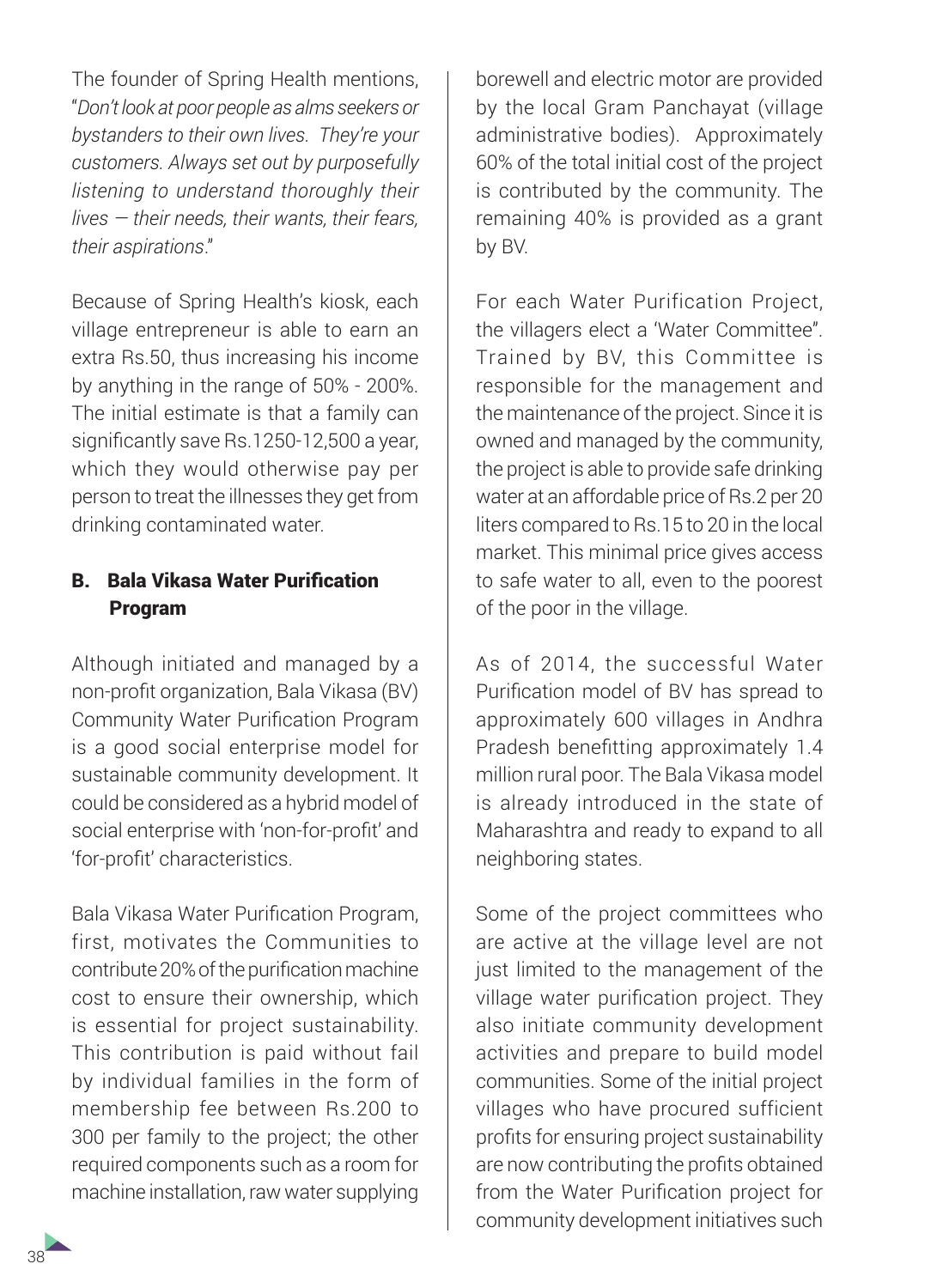The founder of Spring Health mentions, "*Don't look at poor people as alms seekers or bystanders to their own lives. They're your customers. Always set out by purposefully listening to understand thoroughly their lives — their needs, their wants, their fears, their aspirations*."

Because of Spring Health's kiosk, each village entrepreneur is able to earn an extra Rs.50, thus increasing his income by anything in the range of 50% - 200%. The initial estimate is that a family can significantly save Rs.1250-12,500 a year, which they would otherwise pay per person to treat the illnesses they get from drinking contaminated water.

### B. Bala Vikasa Water Purification Program

Although initiated and managed by a non-profit organization, Bala Vikasa (BV) Community Water Purification Program is a good social enterprise model for sustainable community development. It could be considered as a hybrid model of social enterprise with 'non-for-profit' and 'for-profit' characteristics.

Bala Vikasa Water Purification Program, first, motivates the Communities to contribute 20% of the purification machine cost to ensure their ownership, which is essential for project sustainability. This contribution is paid without fail by individual families in the form of membership fee between Rs.200 to 300 per family to the project; the other required components such as a room for machine installation, raw water supplying borewell and electric motor are provided by the local Gram Panchayat (village administrative bodies). Approximately 60% of the total initial cost of the project is contributed by the community. The remaining 40% is provided as a grant by BV.

For each Water Purification Project, the villagers elect a 'Water Committee". Trained by BV, this Committee is responsible for the management and the maintenance of the project. Since it is owned and managed by the community, the project is able to provide safe drinking water at an affordable price of Rs.2 per 20 liters compared to Rs.15 to 20 in the local market. This minimal price gives access to safe water to all, even to the poorest of the poor in the village.

As of 2014, the successful Water Purification model of BV has spread to approximately 600 villages in Andhra Pradesh benefitting approximately 1.4 million rural poor. The Bala Vikasa model is already introduced in the state of Maharashtra and ready to expand to all neighboring states.

Some of the project committees who are active at the village level are not just limited to the management of the village water purification project. They also initiate community development activities and prepare to build model communities. Some of the initial project villages who have procured sufficient profits for ensuring project sustainability are now contributing the profits obtained from the Water Purification project for community development initiatives such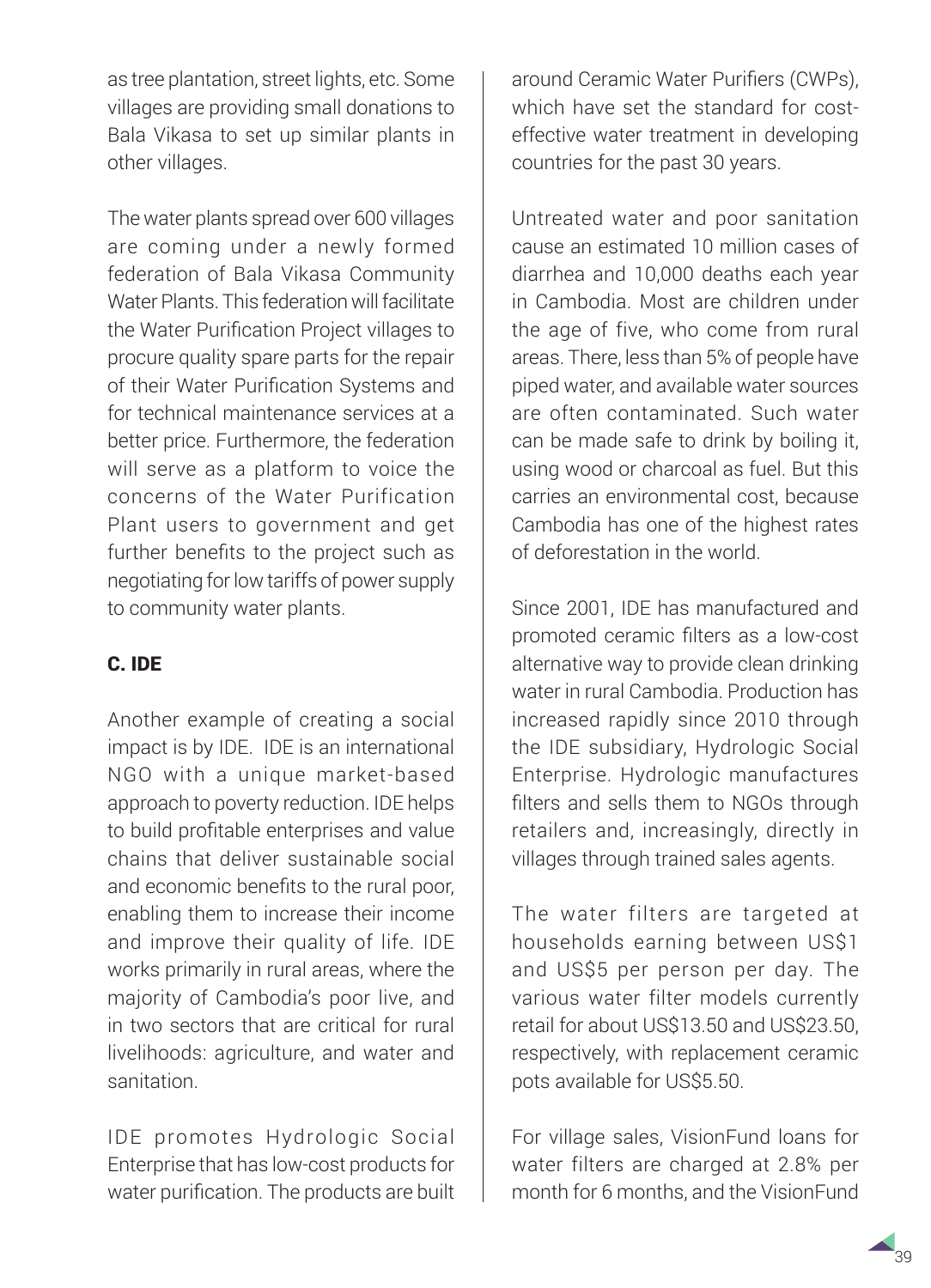as tree plantation, street lights, etc. Some villages are providing small donations to Bala Vikasa to set up similar plants in other villages.

The water plants spread over 600 villages are coming under a newly formed federation of Bala Vikasa Community Water Plants. This federation will facilitate the Water Purification Project villages to procure quality spare parts for the repair of their Water Purification Systems and for technical maintenance services at a better price. Furthermore, the federation will serve as a platform to voice the concerns of the Water Purification Plant users to government and get further benefits to the project such as negotiating for low tariffs of power supply to community water plants.

### C. IDE

Another example of creating a social impact is by IDE. IDE is an international NGO with a unique market-based approach to poverty reduction. IDE helps to build profitable enterprises and value chains that deliver sustainable social and economic benefits to the rural poor, enabling them to increase their income and improve their quality of life. IDE works primarily in rural areas, where the majority of Cambodia's poor live, and in two sectors that are critical for rural livelihoods: agriculture, and water and sanitation.

IDE promotes Hydrologic Social Enterprise that has low-cost products for water purification. The products are built around Ceramic Water Purifiers (CWPs), which have set the standard for cost-effective water treatment in developing countries for the past 30 years.

Untreated water and poor sanitation cause an estimated 10 million cases of diarrhea and 10,000 deaths each year in Cambodia. Most are children under the age of five, who come from rural areas. There, less than 5% of people have piped water, and available water sources are often contaminated. Such water can be made safe to drink by boiling it, using wood or charcoal as fuel. But this carries an environmental cost, because Cambodia has one of the highest rates of deforestation in the world.

Since 2001, IDE has manufactured and promoted ceramic filters as a low-cost alternative way to provide clean drinking water in rural Cambodia. Production has increased rapidly since 2010 through the IDE subsidiary, Hydrologic Social Enterprise. Hydrologic manufactures filters and sells them to NGOs through retailers and, increasingly, directly in villages through trained sales agents.

The water filters are targeted at households earning between US$1 and US$5 per person per day. The various water filter models currently retail for about US$13.50 and US$23.50, respectively, with replacement ceramic pots available for US$5.50.

For village sales, VisionFund loans for water filters are charged at 2.8% per month for 6 months, and the VisionFund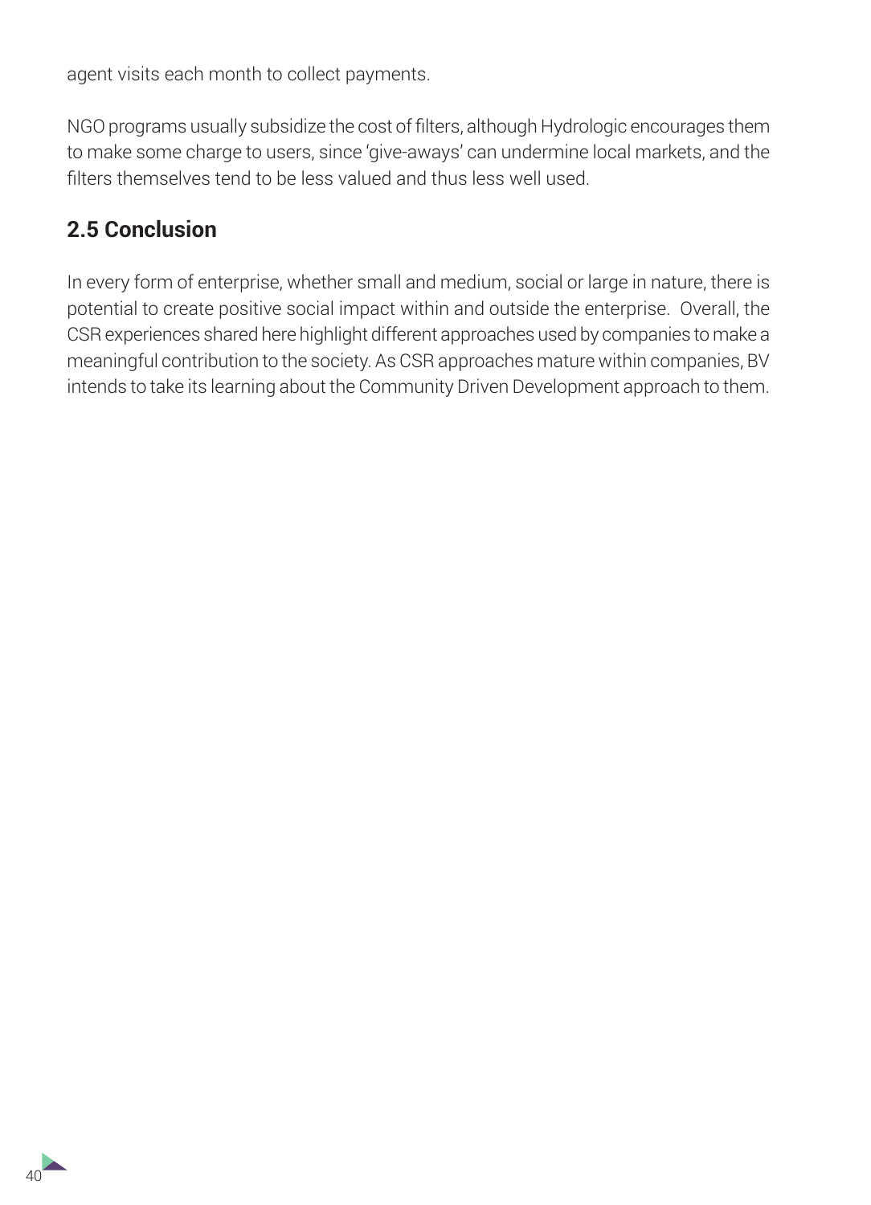agent visits each month to collect payments.

NGO programs usually subsidize the cost of filters, although Hydrologic encourages them to make some charge to users, since 'give-aways' can undermine local markets, and the filters themselves tend to be less valued and thus less well used.

## 2.5 Conclusion

In every form of enterprise, whether small and medium, social or large in nature, there is potential to create positive social impact within and outside the enterprise. Overall, the CSR experiences shared here highlight different approaches used by companies to make a meaningful contribution to the society. As CSR approaches mature within companies, BV intends to take its learning about the Community Driven Development approach to them.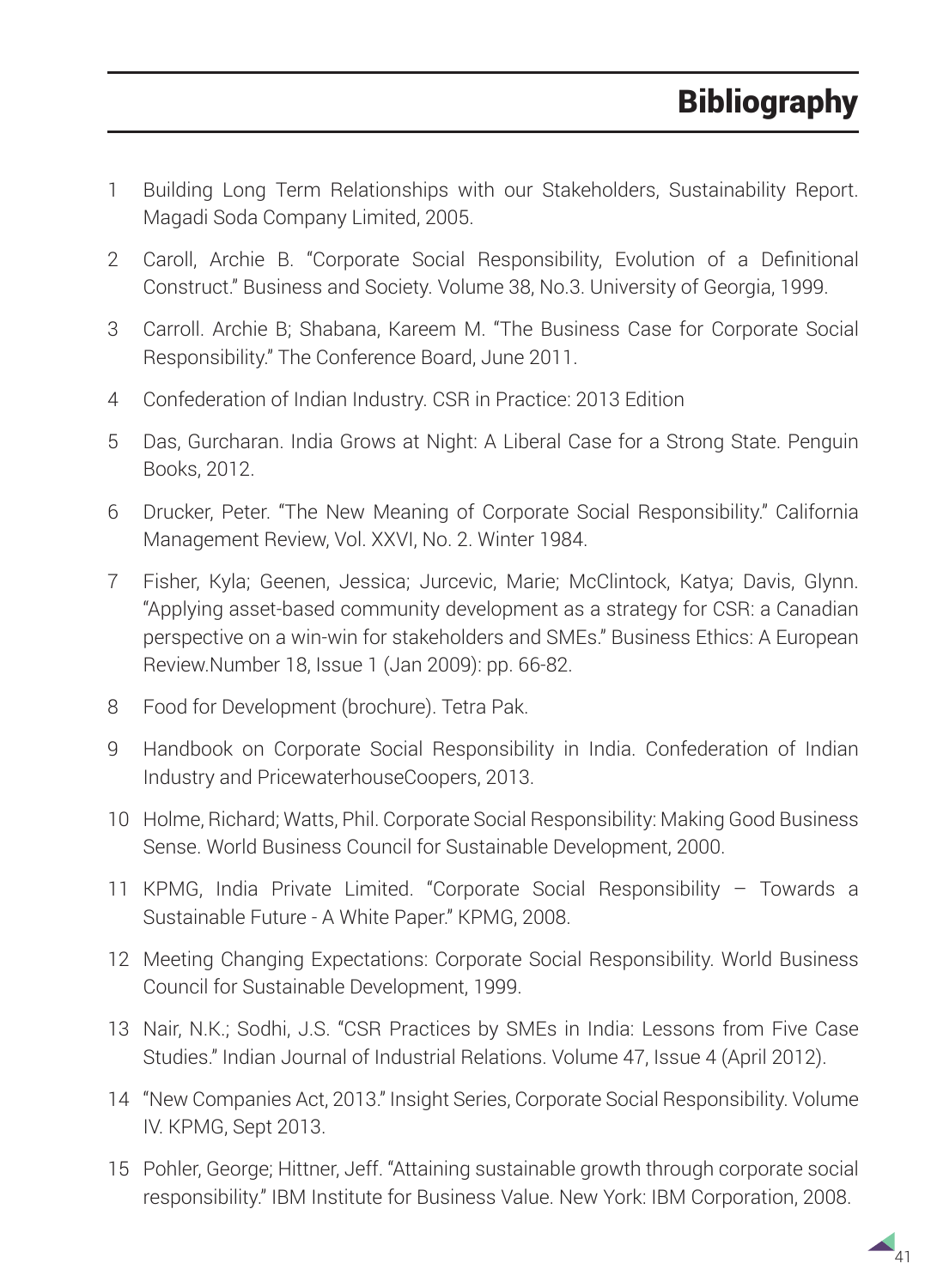# Bibliography

1. Building Long Term Relationships with our Stakeholders, Sustainability Report. Magadi Soda Company Limited, 2005.
2. Caroll, Archie B. "Corporate Social Responsibility, Evolution of a Definitional Construct." Business and Society. Volume 38, No.3. University of Georgia, 1999.
3. Carroll. Archie B; Shabana, Kareem M. "The Business Case for Corporate Social Responsibility." The Conference Board, June 2011.
4. Confederation of Indian Industry. CSR in Practice: 2013 Edition
5. Das, Gurcharan. India Grows at Night: A Liberal Case for a Strong State. Penguin Books, 2012.
6. Drucker, Peter. "The New Meaning of Corporate Social Responsibility." California Management Review, Vol. XXVI, No. 2. Winter 1984.
7. Fisher, Kyla; Geenen, Jessica; Jurcevic, Marie; McClintock, Katya; Davis, Glynn. "Applying asset-based community development as a strategy for CSR: a Canadian perspective on a win-win for stakeholders and SMEs." Business Ethics: A European Review.Number 18, Issue 1 (Jan 2009): pp. 66-82.
8. Food for Development (brochure). Tetra Pak.
9. Handbook on Corporate Social Responsibility in India. Confederation of Indian Industry and PricewaterhouseCoopers, 2013.
10. Holme, Richard; Watts, Phil. Corporate Social Responsibility: Making Good Business Sense. World Business Council for Sustainable Development, 2000.
11. KPMG, India Private Limited. "Corporate Social Responsibility – Towards a Sustainable Future - A White Paper." KPMG, 2008.
12. Meeting Changing Expectations: Corporate Social Responsibility. World Business Council for Sustainable Development, 1999.
13. Nair, N.K.; Sodhi, J.S. "CSR Practices by SMEs in India: Lessons from Five Case Studies." Indian Journal of Industrial Relations. Volume 47, Issue 4 (April 2012).
14. "New Companies Act, 2013." Insight Series, Corporate Social Responsibility. Volume IV. KPMG, Sept 2013.
15. Pohler, George; Hittner, Jeff. "Attaining sustainable growth through corporate social responsibility." IBM Institute for Business Value. New York: IBM Corporation, 2008.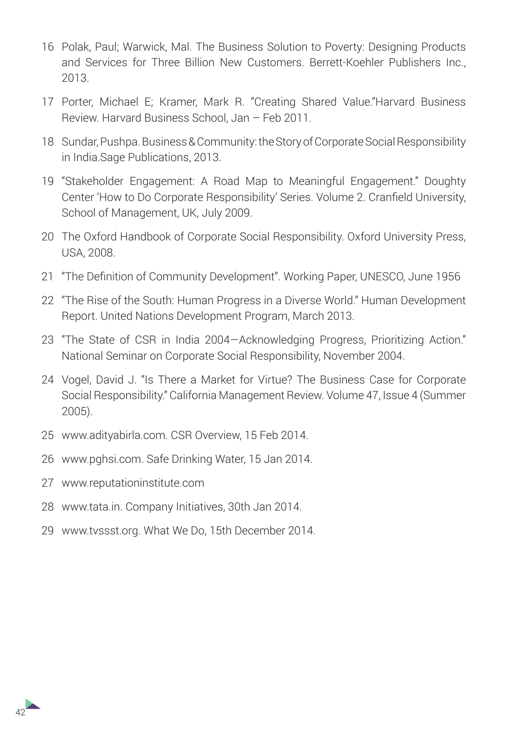16 Polak, Paul; Warwick, Mal. The Business Solution to Poverty: Designing Products and Services for Three Billion New Customers. Berrett-Koehler Publishers Inc., 2013.

17 Porter, Michael E; Kramer, Mark R. "Creating Shared Value."Harvard Business Review. Harvard Business School, Jan – Feb 2011.

18 Sundar, Pushpa. Business & Community: the Story of Corporate Social Responsibility in India.Sage Publications, 2013.

19 "Stakeholder Engagement: A Road Map to Meaningful Engagement." Doughty Center 'How to Do Corporate Responsibility' Series. Volume 2. Cranfield University, School of Management, UK, July 2009.

20 The Oxford Handbook of Corporate Social Responsibility. Oxford University Press, USA, 2008.

21 "The Definition of Community Development". Working Paper, UNESCO, June 1956

22 "The Rise of the South: Human Progress in a Diverse World." Human Development Report. United Nations Development Program, March 2013.

23 "The State of CSR in India 2004—Acknowledging Progress, Prioritizing Action." National Seminar on Corporate Social Responsibility, November 2004.

24 Vogel, David J. "Is There a Market for Virtue? The Business Case for Corporate Social Responsibility." California Management Review. Volume 47, Issue 4 (Summer 2005).

25 www.adityabirla.com. CSR Overview, 15 Feb 2014.

26 www.pghsi.com. Safe Drinking Water, 15 Jan 2014.

27 www.reputationinstitute.com

28 www.tata.in. Company Initiatives, 30th Jan 2014.

29 www.tvssst.org. What We Do, 15th December 2014.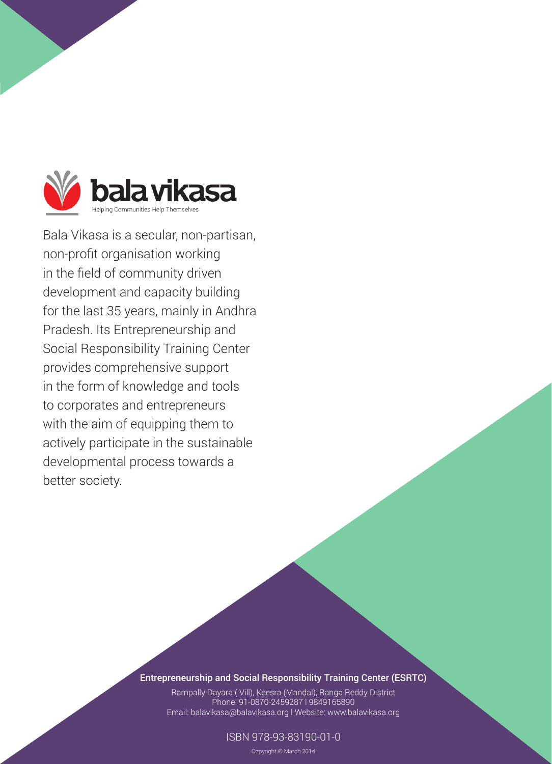**bala vikasa**

Helping Communities Help Themselves

Bala Vikasa is a secular, non-partisan, non-profit organisation working in the field of community driven development and capacity building for the last 35 years, mainly in Andhra Pradesh. Its Entrepreneurship and Social Responsibility Training Center provides comprehensive support in the form of knowledge and tools to corporates and entrepreneurs with the aim of equipping them to actively participate in the sustainable developmental process towards a better society.

**Entrepreneurship and Social Responsibility Training Center (ESRTC)**

Rampally Dayara ( Vill), Keesra (Mandal), Ranga Reddy District
Phone: 91-0870-2459287 I 9849165890
Email: balavikasa@balavikasa.org I Website: www.balavikasa.org

ISBN 978-93-83190-01-0

Copyright © March 2014